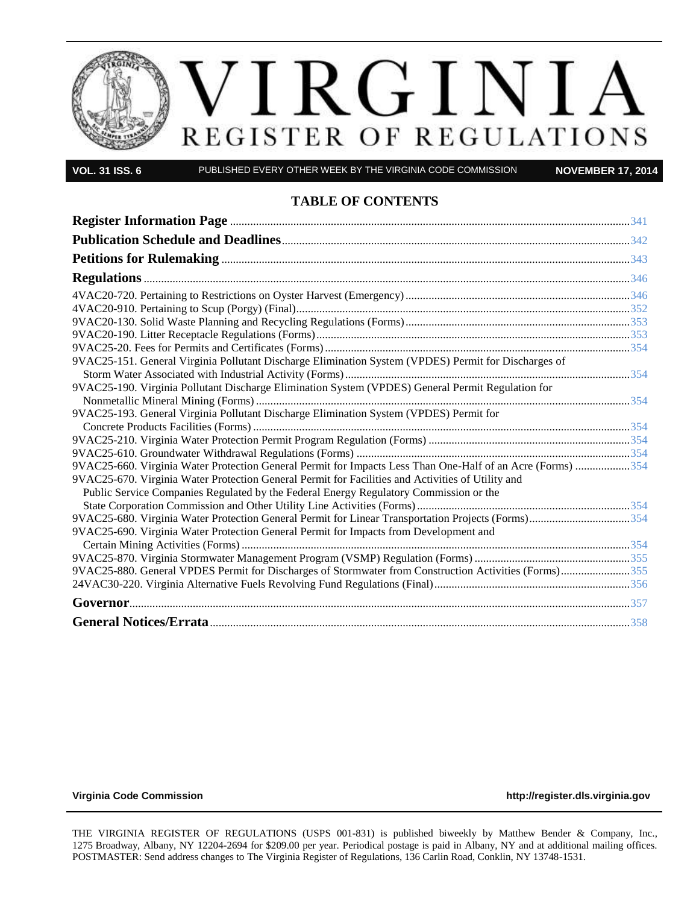# VIRGINIA REGISTER OF REGULATIONS

**VOL. 31 ISS. 6** PUBLISHED EVERY OTHER WEEK BY THE VIRGINIA CODE COMMISSION **NOVEMBER 17, 2014**

## TABLE OF CONTENTS

**Register Information Page** ... 341

**Publication Schedule and Deadlines** ... 342

**Petitions for Rulemaking** ... 343

**Regulations** ... 346

4VAC20-720. Pertaining to Restrictions on Oyster Harvest (Emergency) ... 346

4VAC20-910. Pertaining to Scup (Porgy) (Final) ... 352

9VAC20-130. Solid Waste Planning and Recycling Regulations (Forms) ... 353

9VAC20-190. Litter Receptacle Regulations (Forms) ... 353

9VAC25-20. Fees for Permits and Certificates (Forms) ... 354

9VAC25-151. General Virginia Pollutant Discharge Elimination System (VPDES) Permit for Discharges of Storm Water Associated with Industrial Activity (Forms) ... 354

9VAC25-190. Virginia Pollutant Discharge Elimination System (VPDES) General Permit Regulation for Nonmetallic Mineral Mining (Forms) ... 354

9VAC25-193. General Virginia Pollutant Discharge Elimination System (VPDES) Permit for Concrete Products Facilities (Forms) ... 354

9VAC25-210. Virginia Water Protection Permit Program Regulation (Forms) ... 354

9VAC25-610. Groundwater Withdrawal Regulations (Forms) ... 354

9VAC25-660. Virginia Water Protection General Permit for Impacts Less Than One-Half of an Acre (Forms) ... 354

9VAC25-670. Virginia Water Protection General Permit for Facilities and Activities of Utility and Public Service Companies Regulated by the Federal Energy Regulatory Commission or the State Corporation Commission and Other Utility Line Activities (Forms) ... 354

9VAC25-680. Virginia Water Protection General Permit for Linear Transportation Projects (Forms) ... 354

9VAC25-690. Virginia Water Protection General Permit for Impacts from Development and Certain Mining Activities (Forms) ... 354

9VAC25-870. Virginia Stormwater Management Program (VSMP) Regulation (Forms) ... 355

9VAC25-880. General VPDES Permit for Discharges of Stormwater from Construction Activities (Forms) ... 355

24VAC30-220. Virginia Alternative Fuels Revolving Fund Regulations (Final) ... 356

**Governor** ... 357

**General Notices/Errata** ... 358

**Virginia Code Commission** http://register.dls.virginia.gov

THE VIRGINIA REGISTER OF REGULATIONS (USPS 001-831) is published biweekly by Matthew Bender & Company, Inc., 1275 Broadway, Albany, NY 12204-2694 for $209.00 per year. Periodical postage is paid in Albany, NY and at additional mailing offices. POSTMASTER: Send address changes to The Virginia Register of Regulations, 136 Carlin Road, Conklin, NY 13748-1531.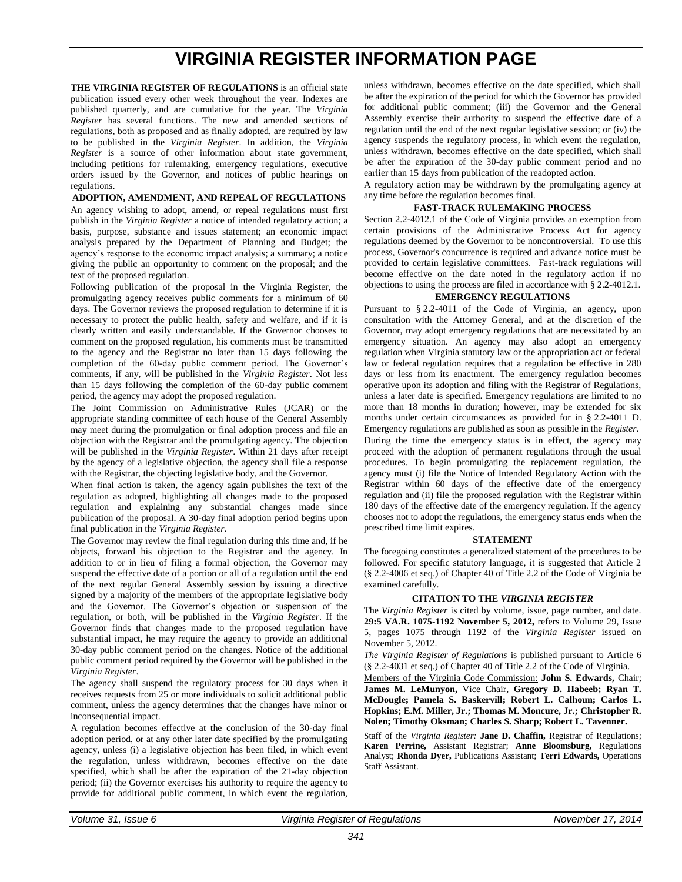# VIRGINIA REGISTER INFORMATION PAGE

**THE VIRGINIA REGISTER OF REGULATIONS** is an official state publication issued every other week throughout the year. Indexes are published quarterly, and are cumulative for the year. The *Virginia Register* has several functions. The new and amended sections of regulations, both as proposed and as finally adopted, are required by law to be published in the *Virginia Register*. In addition, the *Virginia Register* is a source of other information about state government, including petitions for rulemaking, emergency regulations, executive orders issued by the Governor, and notices of public hearings on regulations.

**ADOPTION, AMENDMENT, AND REPEAL OF REGULATIONS**

An agency wishing to adopt, amend, or repeal regulations must first publish in the *Virginia Register* a notice of intended regulatory action; a basis, purpose, substance and issues statement; an economic impact analysis prepared by the Department of Planning and Budget; the agency's response to the economic impact analysis; a summary; a notice giving the public an opportunity to comment on the proposal; and the text of the proposed regulation.

Following publication of the proposal in the Virginia Register, the promulgating agency receives public comments for a minimum of 60 days. The Governor reviews the proposed regulation to determine if it is necessary to protect the public health, safety and welfare, and if it is clearly written and easily understandable. If the Governor chooses to comment on the proposed regulation, his comments must be transmitted to the agency and the Registrar no later than 15 days following the completion of the 60-day public comment period. The Governor's comments, if any, will be published in the *Virginia Register*. Not less than 15 days following the completion of the 60-day public comment period, the agency may adopt the proposed regulation.

The Joint Commission on Administrative Rules (JCAR) or the appropriate standing committee of each house of the General Assembly may meet during the promulgation or final adoption process and file an objection with the Registrar and the promulgating agency. The objection will be published in the *Virginia Register*. Within 21 days after receipt by the agency of a legislative objection, the agency shall file a response with the Registrar, the objecting legislative body, and the Governor.

When final action is taken, the agency again publishes the text of the regulation as adopted, highlighting all changes made to the proposed regulation and explaining any substantial changes made since publication of the proposal. A 30-day final adoption period begins upon final publication in the *Virginia Register*.

The Governor may review the final regulation during this time and, if he objects, forward his objection to the Registrar and the agency. In addition to or in lieu of filing a formal objection, the Governor may suspend the effective date of a portion or all of a regulation until the end of the next regular General Assembly session by issuing a directive signed by a majority of the members of the appropriate legislative body and the Governor. The Governor's objection or suspension of the regulation, or both, will be published in the *Virginia Register*. If the Governor finds that changes made to the proposed regulation have substantial impact, he may require the agency to provide an additional 30-day public comment period on the changes. Notice of the additional public comment period required by the Governor will be published in the *Virginia Register*.

The agency shall suspend the regulatory process for 30 days when it receives requests from 25 or more individuals to solicit additional public comment, unless the agency determines that the changes have minor or inconsequential impact.

A regulation becomes effective at the conclusion of the 30-day final adoption period, or at any other later date specified by the promulgating agency, unless (i) a legislative objection has been filed, in which event the regulation, unless withdrawn, becomes effective on the date specified, which shall be after the expiration of the 21-day objection period; (ii) the Governor exercises his authority to require the agency to provide for additional public comment, in which event the regulation, unless withdrawn, becomes effective on the date specified, which shall be after the expiration of the period for which the Governor has provided for additional public comment; (iii) the Governor and the General Assembly exercise their authority to suspend the effective date of a regulation until the end of the next regular legislative session; or (iv) the agency suspends the regulatory process, in which event the regulation, unless withdrawn, becomes effective on the date specified, which shall be after the expiration of the 30-day public comment period and no earlier than 15 days from publication of the readopted action.

A regulatory action may be withdrawn by the promulgating agency at any time before the regulation becomes final.

**FAST-TRACK RULEMAKING PROCESS**

Section 2.2-4012.1 of the Code of Virginia provides an exemption from certain provisions of the Administrative Process Act for agency regulations deemed by the Governor to be noncontroversial. To use this process, Governor's concurrence is required and advance notice must be provided to certain legislative committees. Fast-track regulations will become effective on the date noted in the regulatory action if no objections to using the process are filed in accordance with § 2.2-4012.1.

**EMERGENCY REGULATIONS**

Pursuant to § 2.2-4011 of the Code of Virginia, an agency, upon consultation with the Attorney General, and at the discretion of the Governor, may adopt emergency regulations that are necessitated by an emergency situation. An agency may also adopt an emergency regulation when Virginia statutory law or the appropriation act or federal law or federal regulation requires that a regulation be effective in 280 days or less from its enactment. The emergency regulation becomes operative upon its adoption and filing with the Registrar of Regulations, unless a later date is specified. Emergency regulations are limited to no more than 18 months in duration; however, may be extended for six months under certain circumstances as provided for in § 2.2-4011 D. Emergency regulations are published as soon as possible in the *Register*.

During the time the emergency status is in effect, the agency may proceed with the adoption of permanent regulations through the usual procedures. To begin promulgating the replacement regulation, the agency must (i) file the Notice of Intended Regulatory Action with the Registrar within 60 days of the effective date of the emergency regulation and (ii) file the proposed regulation with the Registrar within 180 days of the effective date of the emergency regulation. If the agency chooses not to adopt the regulations, the emergency status ends when the prescribed time limit expires.

**STATEMENT**

The foregoing constitutes a generalized statement of the procedures to be followed. For specific statutory language, it is suggested that Article 2 (§ 2.2-4006 et seq.) of Chapter 40 of Title 2.2 of the Code of Virginia be examined carefully.

**CITATION TO THE *VIRGINIA REGISTER***

The *Virginia Register* is cited by volume, issue, page number, and date. **29:5 VA.R. 1075-1192 November 5, 2012,** refers to Volume 29, Issue 5, pages 1075 through 1192 of the *Virginia Register* issued on November 5, 2012.

*The Virginia Register of Regulations* is published pursuant to Article 6 (§ 2.2-4031 et seq.) of Chapter 40 of Title 2.2 of the Code of Virginia.

Members of the Virginia Code Commission: **John S. Edwards,** Chair; **James M. LeMunyon,** Vice Chair, **Gregory D. Habeeb; Ryan T. McDougle; Pamela S. Baskervill; Robert L. Calhoun; Carlos L. Hopkins; E.M. Miller, Jr.; Thomas M. Moncure, Jr.; Christopher R. Nolen; Timothy Oksman; Charles S. Sharp; Robert L. Tavenner.**

Staff of the *Virginia Register:* **Jane D. Chaffin,** Registrar of Regulations; **Karen Perrine,** Assistant Registrar; **Anne Bloomsburg,** Regulations Analyst; **Rhonda Dyer,** Publications Assistant; **Terri Edwards,** Operations Staff Assistant.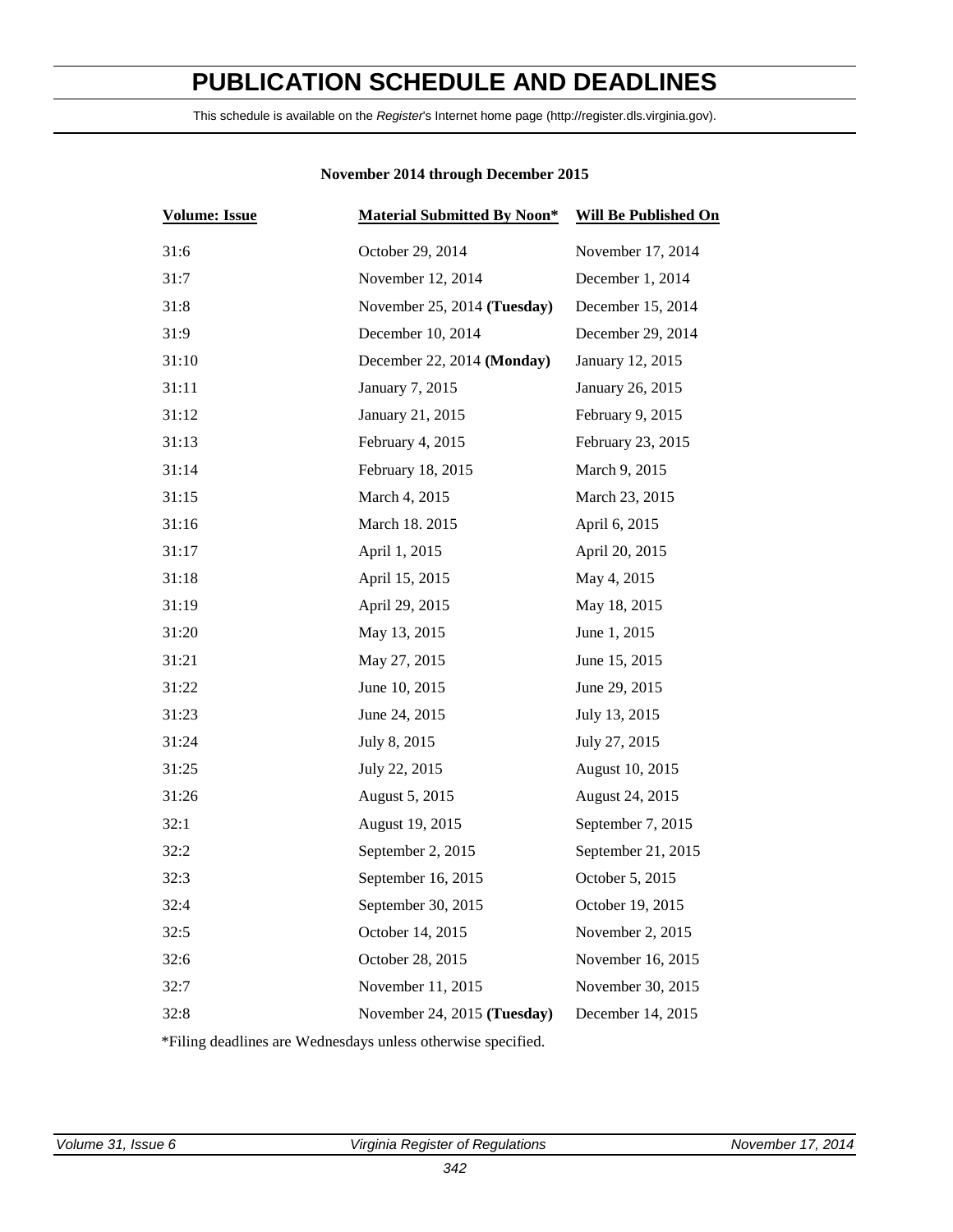# PUBLICATION SCHEDULE AND DEADLINES

This schedule is available on the *Register*'s Internet home page (http://register.dls.virginia.gov).

**November 2014 through December 2015**

| Volume: Issue | Material Submitted By Noon* | Will Be Published On |
|---|---|---|
| 31:6 | October 29, 2014 | November 17, 2014 |
| 31:7 | November 12, 2014 | December 1, 2014 |
| 31:8 | November 25, 2014 **(Tuesday)** | December 15, 2014 |
| 31:9 | December 10, 2014 | December 29, 2014 |
| 31:10 | December 22, 2014 **(Monday)** | January 12, 2015 |
| 31:11 | January 7, 2015 | January 26, 2015 |
| 31:12 | January 21, 2015 | February 9, 2015 |
| 31:13 | February 4, 2015 | February 23, 2015 |
| 31:14 | February 18, 2015 | March 9, 2015 |
| 31:15 | March 4, 2015 | March 23, 2015 |
| 31:16 | March 18. 2015 | April 6, 2015 |
| 31:17 | April 1, 2015 | April 20, 2015 |
| 31:18 | April 15, 2015 | May 4, 2015 |
| 31:19 | April 29, 2015 | May 18, 2015 |
| 31:20 | May 13, 2015 | June 1, 2015 |
| 31:21 | May 27, 2015 | June 15, 2015 |
| 31:22 | June 10, 2015 | June 29, 2015 |
| 31:23 | June 24, 2015 | July 13, 2015 |
| 31:24 | July 8, 2015 | July 27, 2015 |
| 31:25 | July 22, 2015 | August 10, 2015 |
| 31:26 | August 5, 2015 | August 24, 2015 |
| 32:1 | August 19, 2015 | September 7, 2015 |
| 32:2 | September 2, 2015 | September 21, 2015 |
| 32:3 | September 16, 2015 | October 5, 2015 |
| 32:4 | September 30, 2015 | October 19, 2015 |
| 32:5 | October 14, 2015 | November 2, 2015 |
| 32:6 | October 28, 2015 | November 16, 2015 |
| 32:7 | November 11, 2015 | November 30, 2015 |
| 32:8 | November 24, 2015 **(Tuesday)** | December 14, 2015 |

*Filing deadlines are Wednesdays unless otherwise specified.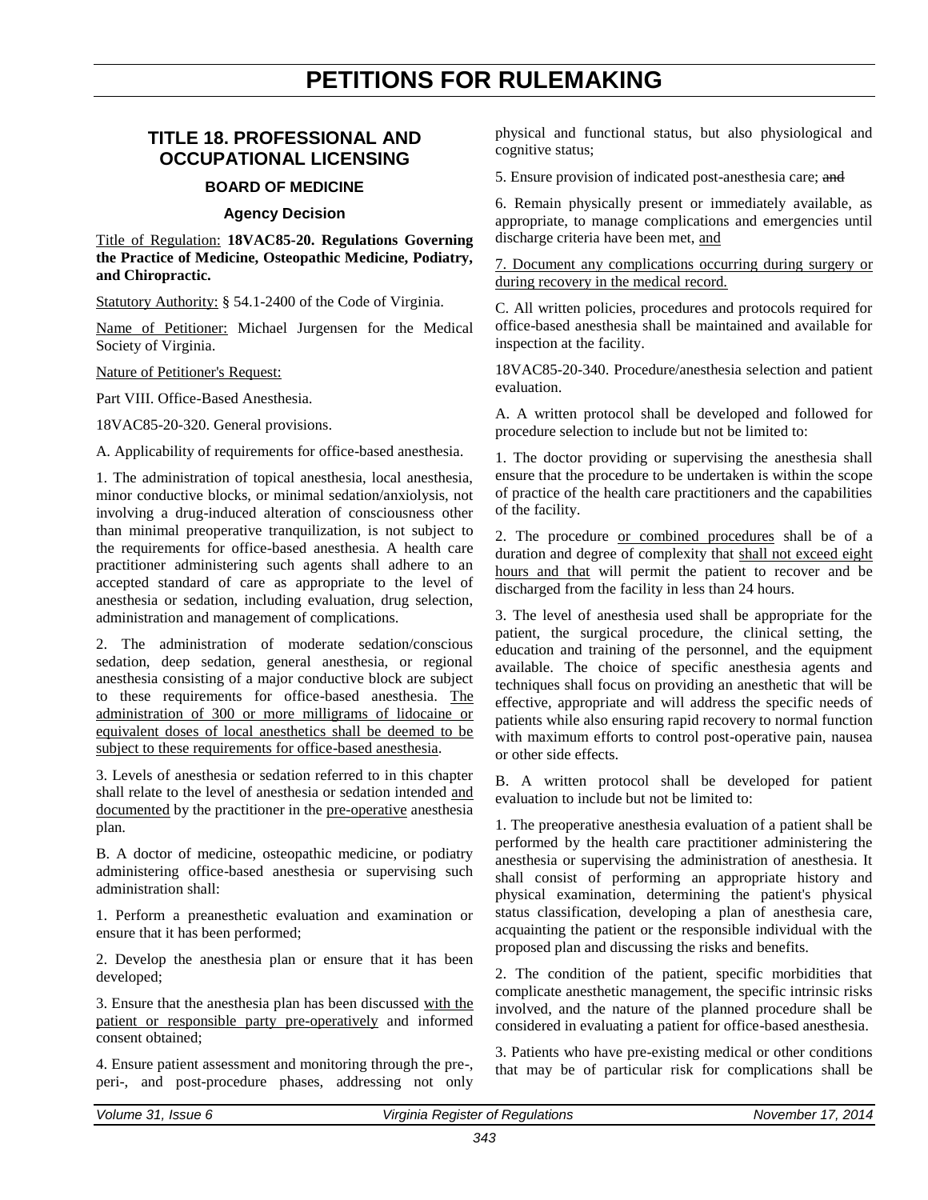# PETITIONS FOR RULEMAKING

## TITLE 18. PROFESSIONAL AND OCCUPATIONAL LICENSING

### BOARD OF MEDICINE

#### Agency Decision

Title of Regulation: **18VAC85-20. Regulations Governing the Practice of Medicine, Osteopathic Medicine, Podiatry, and Chiropractic.**

Statutory Authority: § 54.1-2400 of the Code of Virginia.

Name of Petitioner: Michael Jurgensen for the Medical Society of Virginia.

Nature of Petitioner's Request:

Part VIII. Office-Based Anesthesia.

18VAC85-20-320. General provisions.

A. Applicability of requirements for office-based anesthesia.

1. The administration of topical anesthesia, local anesthesia, minor conductive blocks, or minimal sedation/anxiolysis, not involving a drug-induced alteration of consciousness other than minimal preoperative tranquilization, is not subject to the requirements for office-based anesthesia. A health care practitioner administering such agents shall adhere to an accepted standard of care as appropriate to the level of anesthesia or sedation, including evaluation, drug selection, administration and management of complications.

2. The administration of moderate sedation/conscious sedation, deep sedation, general anesthesia, or regional anesthesia consisting of a major conductive block are subject to these requirements for office-based anesthesia. The administration of 300 or more milligrams of lidocaine or equivalent doses of local anesthetics shall be deemed to be subject to these requirements for office-based anesthesia.

3. Levels of anesthesia or sedation referred to in this chapter shall relate to the level of anesthesia or sedation intended and documented by the practitioner in the pre-operative anesthesia plan.

B. A doctor of medicine, osteopathic medicine, or podiatry administering office-based anesthesia or supervising such administration shall:

1. Perform a preanesthetic evaluation and examination or ensure that it has been performed;

2. Develop the anesthesia plan or ensure that it has been developed;

3. Ensure that the anesthesia plan has been discussed with the patient or responsible party pre-operatively and informed consent obtained;

4. Ensure patient assessment and monitoring through the pre-, peri-, and post-procedure phases, addressing not only physical and functional status, but also physiological and cognitive status;

5. Ensure provision of indicated post-anesthesia care; ~~and~~

6. Remain physically present or immediately available, as appropriate, to manage complications and emergencies until discharge criteria have been met, and

7. Document any complications occurring during surgery or during recovery in the medical record.

C. All written policies, procedures and protocols required for office-based anesthesia shall be maintained and available for inspection at the facility.

18VAC85-20-340. Procedure/anesthesia selection and patient evaluation.

A. A written protocol shall be developed and followed for procedure selection to include but not be limited to:

1. The doctor providing or supervising the anesthesia shall ensure that the procedure to be undertaken is within the scope of practice of the health care practitioners and the capabilities of the facility.

2. The procedure or combined procedures shall be of a duration and degree of complexity that shall not exceed eight hours and that will permit the patient to recover and be discharged from the facility in less than 24 hours.

3. The level of anesthesia used shall be appropriate for the patient, the surgical procedure, the clinical setting, the education and training of the personnel, and the equipment available. The choice of specific anesthesia agents and techniques shall focus on providing an anesthetic that will be effective, appropriate and will address the specific needs of patients while also ensuring rapid recovery to normal function with maximum efforts to control post-operative pain, nausea or other side effects.

B. A written protocol shall be developed for patient evaluation to include but not be limited to:

1. The preoperative anesthesia evaluation of a patient shall be performed by the health care practitioner administering the anesthesia or supervising the administration of anesthesia. It shall consist of performing an appropriate history and physical examination, determining the patient's physical status classification, developing a plan of anesthesia care, acquainting the patient or the responsible individual with the proposed plan and discussing the risks and benefits.

2. The condition of the patient, specific morbidities that complicate anesthetic management, the specific intrinsic risks involved, and the nature of the planned procedure shall be considered in evaluating a patient for office-based anesthesia.

3. Patients who have pre-existing medical or other conditions that may be of particular risk for complications shall be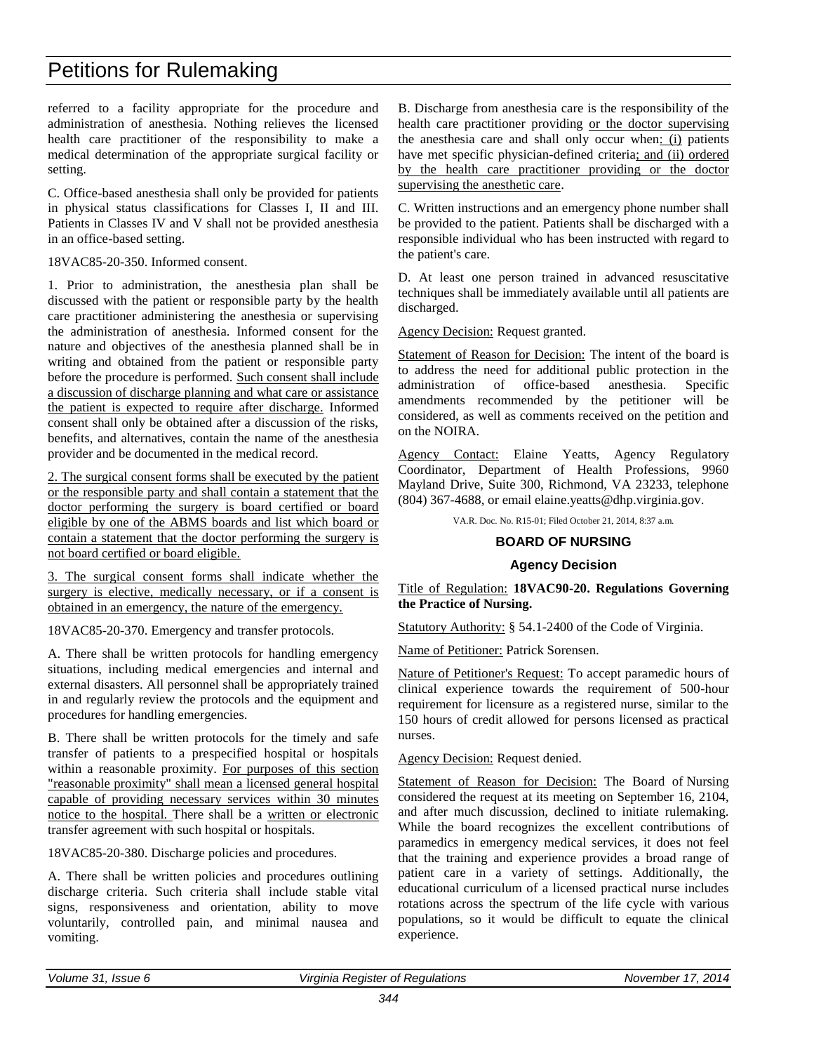# Petitions for Rulemaking

referred to a facility appropriate for the procedure and administration of anesthesia. Nothing relieves the licensed health care practitioner of the responsibility to make a medical determination of the appropriate surgical facility or setting.

C. Office-based anesthesia shall only be provided for patients in physical status classifications for Classes I, II and III. Patients in Classes IV and V shall not be provided anesthesia in an office-based setting.

18VAC85-20-350. Informed consent.

1. Prior to administration, the anesthesia plan shall be discussed with the patient or responsible party by the health care practitioner administering the anesthesia or supervising the administration of anesthesia. Informed consent for the nature and objectives of the anesthesia planned shall be in writing and obtained from the patient or responsible party before the procedure is performed. Such consent shall include a discussion of discharge planning and what care or assistance the patient is expected to require after discharge. Informed consent shall only be obtained after a discussion of the risks, benefits, and alternatives, contain the name of the anesthesia provider and be documented in the medical record.

2. The surgical consent forms shall be executed by the patient or the responsible party and shall contain a statement that the doctor performing the surgery is board certified or board eligible by one of the ABMS boards and list which board or contain a statement that the doctor performing the surgery is not board certified or board eligible.

3. The surgical consent forms shall indicate whether the surgery is elective, medically necessary, or if a consent is obtained in an emergency, the nature of the emergency.

18VAC85-20-370. Emergency and transfer protocols.

A. There shall be written protocols for handling emergency situations, including medical emergencies and internal and external disasters. All personnel shall be appropriately trained in and regularly review the protocols and the equipment and procedures for handling emergencies.

B. There shall be written protocols for the timely and safe transfer of patients to a prespecified hospital or hospitals within a reasonable proximity. For purposes of this section "reasonable proximity" shall mean a licensed general hospital capable of providing necessary services within 30 minutes notice to the hospital. There shall be a written or electronic transfer agreement with such hospital or hospitals.

18VAC85-20-380. Discharge policies and procedures.

A. There shall be written policies and procedures outlining discharge criteria. Such criteria shall include stable vital signs, responsiveness and orientation, ability to move voluntarily, controlled pain, and minimal nausea and vomiting.

B. Discharge from anesthesia care is the responsibility of the health care practitioner providing or the doctor supervising the anesthesia care and shall only occur when: (i) patients have met specific physician-defined criteria; and (ii) ordered by the health care practitioner providing or the doctor supervising the anesthetic care.

C. Written instructions and an emergency phone number shall be provided to the patient. Patients shall be discharged with a responsible individual who has been instructed with regard to the patient's care.

D. At least one person trained in advanced resuscitative techniques shall be immediately available until all patients are discharged.

Agency Decision: Request granted.

Statement of Reason for Decision: The intent of the board is to address the need for additional public protection in the administration of office-based anesthesia. Specific amendments recommended by the petitioner will be considered, as well as comments received on the petition and on the NOIRA.

Agency Contact: Elaine Yeatts, Agency Regulatory Coordinator, Department of Health Professions, 9960 Mayland Drive, Suite 300, Richmond, VA 23233, telephone (804) 367-4688, or email elaine.yeatts@dhp.virginia.gov.

VA.R. Doc. No. R15-01; Filed October 21, 2014, 8:37 a.m.

## BOARD OF NURSING

### Agency Decision

Title of Regulation: **18VAC90-20. Regulations Governing the Practice of Nursing.**

Statutory Authority: § 54.1-2400 of the Code of Virginia.

Name of Petitioner: Patrick Sorensen.

Nature of Petitioner's Request: To accept paramedic hours of clinical experience towards the requirement of 500-hour requirement for licensure as a registered nurse, similar to the 150 hours of credit allowed for persons licensed as practical nurses.

Agency Decision: Request denied.

Statement of Reason for Decision: The Board of Nursing considered the request at its meeting on September 16, 2104, and after much discussion, declined to initiate rulemaking. While the board recognizes the excellent contributions of paramedics in emergency medical services, it does not feel that the training and experience provides a broad range of patient care in a variety of settings. Additionally, the educational curriculum of a licensed practical nurse includes rotations across the spectrum of the life cycle with various populations, so it would be difficult to equate the clinical experience.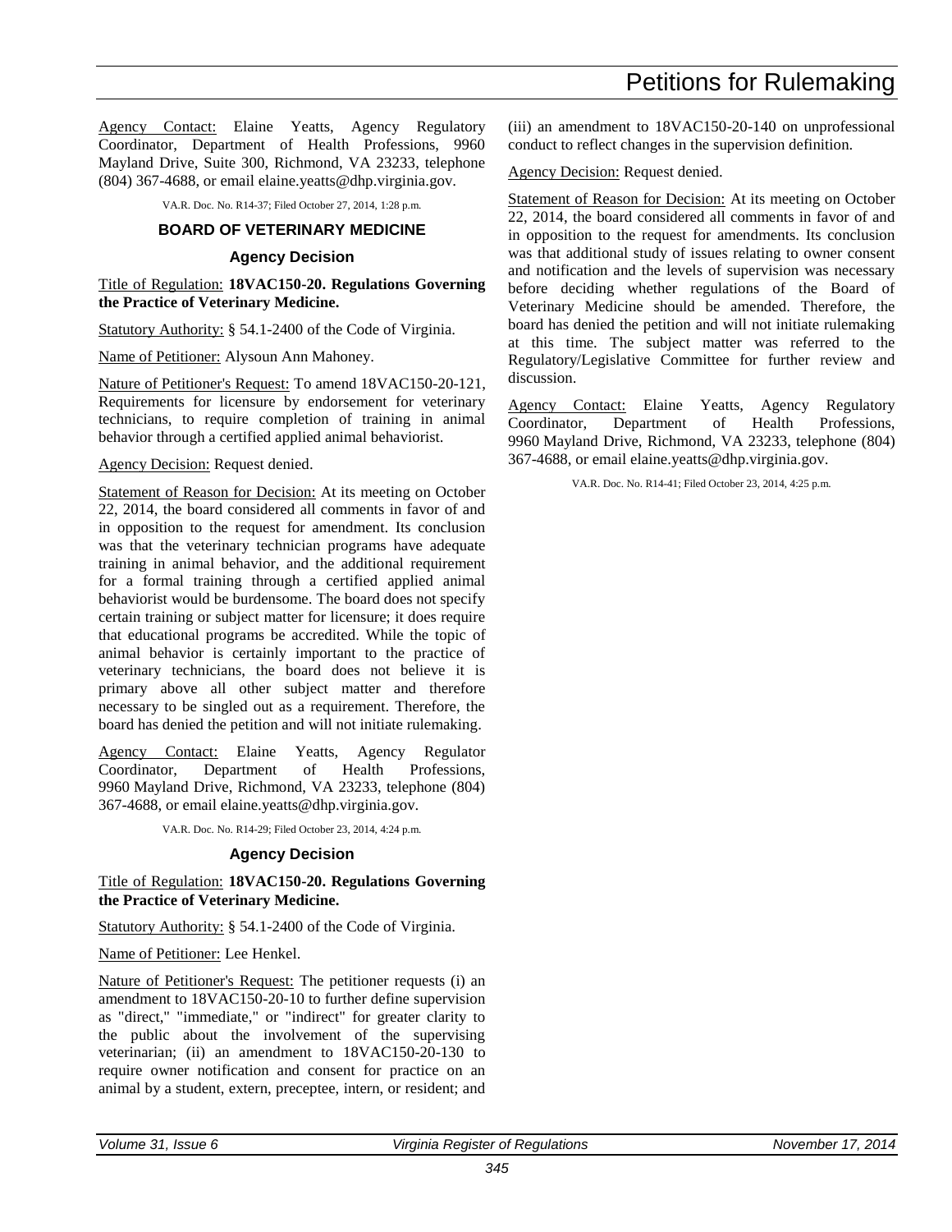Agency Contact: Elaine Yeatts, Agency Regulatory Coordinator, Department of Health Professions, 9960 Mayland Drive, Suite 300, Richmond, VA 23233, telephone (804) 367-4688, or email elaine.yeatts@dhp.virginia.gov.

VA.R. Doc. No. R14-37; Filed October 27, 2014, 1:28 p.m.

## BOARD OF VETERINARY MEDICINE

### Agency Decision

Title of Regulation: **18VAC150-20. Regulations Governing the Practice of Veterinary Medicine.**

Statutory Authority: § 54.1-2400 of the Code of Virginia.

Name of Petitioner: Alysoun Ann Mahoney.

Nature of Petitioner's Request: To amend 18VAC150-20-121, Requirements for licensure by endorsement for veterinary technicians, to require completion of training in animal behavior through a certified applied animal behaviorist.

Agency Decision: Request denied.

Statement of Reason for Decision: At its meeting on October 22, 2014, the board considered all comments in favor of and in opposition to the request for amendment. Its conclusion was that the veterinary technician programs have adequate training in animal behavior, and the additional requirement for a formal training through a certified applied animal behaviorist would be burdensome. The board does not specify certain training or subject matter for licensure; it does require that educational programs be accredited. While the topic of animal behavior is certainly important to the practice of veterinary technicians, the board does not believe it is primary above all other subject matter and therefore necessary to be singled out as a requirement. Therefore, the board has denied the petition and will not initiate rulemaking.

Agency Contact: Elaine Yeatts, Agency Regulator Coordinator, Department of Health Professions, 9960 Mayland Drive, Richmond, VA 23233, telephone (804) 367-4688, or email elaine.yeatts@dhp.virginia.gov.

VA.R. Doc. No. R14-29; Filed October 23, 2014, 4:24 p.m.

### Agency Decision

Title of Regulation: **18VAC150-20. Regulations Governing the Practice of Veterinary Medicine.**

Statutory Authority: § 54.1-2400 of the Code of Virginia.

Name of Petitioner: Lee Henkel.

Nature of Petitioner's Request: The petitioner requests (i) an amendment to 18VAC150-20-10 to further define supervision as "direct," "immediate," or "indirect" for greater clarity to the public about the involvement of the supervising veterinarian; (ii) an amendment to 18VAC150-20-130 to require owner notification and consent for practice on an animal by a student, extern, preceptee, intern, or resident; and (iii) an amendment to 18VAC150-20-140 on unprofessional conduct to reflect changes in the supervision definition.

Agency Decision: Request denied.

Statement of Reason for Decision: At its meeting on October 22, 2014, the board considered all comments in favor of and in opposition to the request for amendments. Its conclusion was that additional study of issues relating to owner consent and notification and the levels of supervision was necessary before deciding whether regulations of the Board of Veterinary Medicine should be amended. Therefore, the board has denied the petition and will not initiate rulemaking at this time. The subject matter was referred to the Regulatory/Legislative Committee for further review and discussion.

Agency Contact: Elaine Yeatts, Agency Regulatory Coordinator, Department of Health Professions, 9960 Mayland Drive, Richmond, VA 23233, telephone (804) 367-4688, or email elaine.yeatts@dhp.virginia.gov.

VA.R. Doc. No. R14-41; Filed October 23, 2014, 4:25 p.m.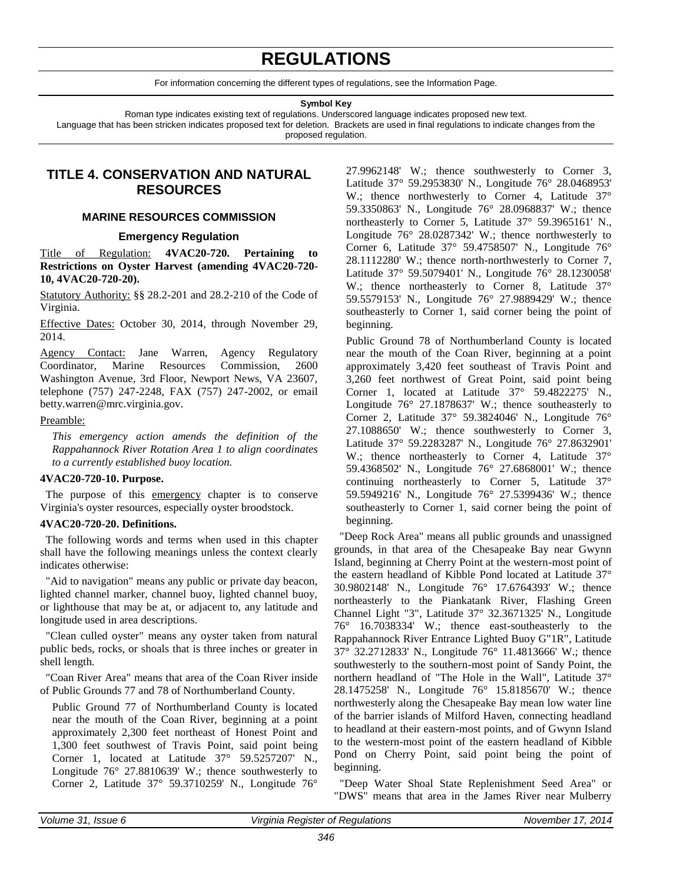# REGULATIONS

For information concerning the different types of regulations, see the Information Page.

**Symbol Key**

Roman type indicates existing text of regulations. Underscored language indicates proposed new text.
Language that has been stricken indicates proposed text for deletion. Brackets are used in final regulations to indicate changes from the proposed regulation.

## TITLE 4. CONSERVATION AND NATURAL RESOURCES

### MARINE RESOURCES COMMISSION

#### Emergency Regulation

Title of Regulation: **4VAC20-720. Pertaining to Restrictions on Oyster Harvest (amending 4VAC20-720-10, 4VAC20-720-20).**

Statutory Authority: §§ 28.2-201 and 28.2-210 of the Code of Virginia.

Effective Dates: October 30, 2014, through November 29, 2014.

Agency Contact: Jane Warren, Agency Regulatory Coordinator, Marine Resources Commission, 2600 Washington Avenue, 3rd Floor, Newport News, VA 23607, telephone (757) 247-2248, FAX (757) 247-2002, or email betty.warren@mrc.virginia.gov.

Preamble:

*This emergency action amends the definition of the Rappahannock River Rotation Area 1 to align coordinates to a currently established buoy location.*

**4VAC20-720-10. Purpose.**

The purpose of this emergency chapter is to conserve Virginia's oyster resources, especially oyster broodstock.

**4VAC20-720-20. Definitions.**

The following words and terms when used in this chapter shall have the following meanings unless the context clearly indicates otherwise:

"Aid to navigation" means any public or private day beacon, lighted channel marker, channel buoy, lighted channel buoy, or lighthouse that may be at, or adjacent to, any latitude and longitude used in area descriptions.

"Clean culled oyster" means any oyster taken from natural public beds, rocks, or shoals that is three inches or greater in shell length.

"Coan River Area" means that area of the Coan River inside of Public Grounds 77 and 78 of Northumberland County.

Public Ground 77 of Northumberland County is located near the mouth of the Coan River, beginning at a point approximately 2,300 feet northeast of Honest Point and 1,300 feet southwest of Travis Point, said point being Corner 1, located at Latitude 37° 59.5257207' N., Longitude 76° 27.8810639' W.; thence southwesterly to Corner 2, Latitude 37° 59.3710259' N., Longitude 76° 27.9962148' W.; thence southwesterly to Corner 3, Latitude 37° 59.2953830' N., Longitude 76° 28.0468953' W.; thence northwesterly to Corner 4, Latitude 37° 59.3350863' N., Longitude 76° 28.0968837' W.; thence northeasterly to Corner 5, Latitude 37° 59.3965161' N., Longitude 76° 28.0287342' W.; thence northwesterly to Corner 6, Latitude 37° 59.4758507' N., Longitude 76° 28.1112280' W.; thence north-northwesterly to Corner 7, Latitude 37° 59.5079401' N., Longitude 76° 28.1230058' W.; thence northeasterly to Corner 8, Latitude 37° 59.5579153' N., Longitude 76° 27.9889429' W.; thence southeasterly to Corner 1, said corner being the point of beginning.

Public Ground 78 of Northumberland County is located near the mouth of the Coan River, beginning at a point approximately 3,420 feet southeast of Travis Point and 3,260 feet northwest of Great Point, said point being Corner 1, located at Latitude 37° 59.4822275' N., Longitude 76° 27.1878637' W.; thence southeasterly to Corner 2, Latitude 37° 59.3824046' N., Longitude 76° 27.1088650' W.; thence southwesterly to Corner 3, Latitude 37° 59.2283287' N., Longitude 76° 27.8632901' W.; thence northeasterly to Corner 4, Latitude 37° 59.4368502' N., Longitude 76° 27.6868001' W.; thence continuing northeasterly to Corner 5, Latitude 37° 59.5949216' N., Longitude 76° 27.5399436' W.; thence southeasterly to Corner 1, said corner being the point of beginning.

"Deep Rock Area" means all public grounds and unassigned grounds, in that area of the Chesapeake Bay near Gwynn Island, beginning at Cherry Point at the western-most point of the eastern headland of Kibble Pond located at Latitude 37° 30.9802148' N., Longitude 76° 17.6764393' W.; thence northeasterly to the Piankatank River, Flashing Green Channel Light "3", Latitude 37° 32.3671325' N., Longitude 76° 16.7038334' W.; thence east-southeasterly to the Rappahannock River Entrance Lighted Buoy G"1R", Latitude 37° 32.2712833' N., Longitude 76° 11.4813666' W.; thence southwesterly to the southern-most point of Sandy Point, the northern headland of "The Hole in the Wall", Latitude 37° 28.1475258' N., Longitude 76° 15.8185670' W.; thence northwesterly along the Chesapeake Bay mean low water line of the barrier islands of Milford Haven, connecting headland to headland at their eastern-most points, and of Gwynn Island to the western-most point of the eastern headland of Kibble Pond on Cherry Point, said point being the point of beginning.

"Deep Water Shoal State Replenishment Seed Area" or "DWS" means that area in the James River near Mulberry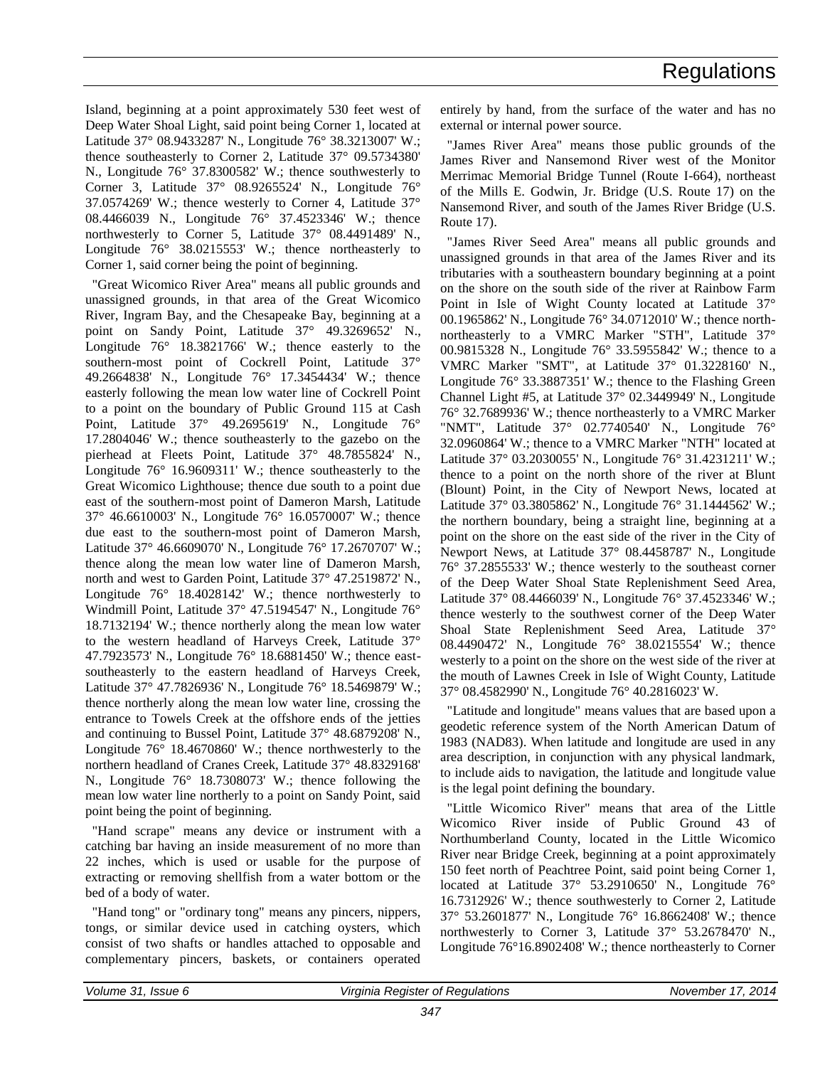Island, beginning at a point approximately 530 feet west of Deep Water Shoal Light, said point being Corner 1, located at Latitude 37° 08.9433287' N., Longitude 76° 38.3213007' W.; thence southeasterly to Corner 2, Latitude 37° 09.5734380' N., Longitude 76° 37.8300582' W.; thence southwesterly to Corner 3, Latitude 37° 08.9265524' N., Longitude 76° 37.0574269' W.; thence westerly to Corner 4, Latitude 37° 08.4466039 N., Longitude 76° 37.4523346' W.; thence northwesterly to Corner 5, Latitude 37° 08.4491489' N., Longitude 76° 38.0215553' W.; thence northeasterly to Corner 1, said corner being the point of beginning.

"Great Wicomico River Area" means all public grounds and unassigned grounds, in that area of the Great Wicomico River, Ingram Bay, and the Chesapeake Bay, beginning at a point on Sandy Point, Latitude 37° 49.3269652' N., Longitude 76° 18.3821766' W.; thence easterly to the southern-most point of Cockrell Point, Latitude 37° 49.2664838' N., Longitude 76° 17.3454434' W.; thence easterly following the mean low water line of Cockrell Point to a point on the boundary of Public Ground 115 at Cash Point, Latitude 37° 49.2695619' N., Longitude 76° 17.2804046' W.; thence southeasterly to the gazebo on the pierhead at Fleets Point, Latitude 37° 48.7855824' N., Longitude 76° 16.9609311' W.; thence southeasterly to the Great Wicomico Lighthouse; thence due south to a point due east of the southern-most point of Dameron Marsh, Latitude 37° 46.6610003' N., Longitude 76° 16.0570007' W.; thence due east to the southern-most point of Dameron Marsh, Latitude 37° 46.6609070' N., Longitude 76° 17.2670707' W.; thence along the mean low water line of Dameron Marsh, north and west to Garden Point, Latitude 37° 47.2519872' N., Longitude 76° 18.4028142' W.; thence northwesterly to Windmill Point, Latitude 37° 47.5194547' N., Longitude 76° 18.7132194' W.; thence northerly along the mean low water to the western headland of Harveys Creek, Latitude 37° 47.7923573' N., Longitude 76° 18.6881450' W.; thence east-southeasterly to the eastern headland of Harveys Creek, Latitude 37° 47.7826936' N., Longitude 76° 18.5469879' W.; thence northerly along the mean low water line, crossing the entrance to Towels Creek at the offshore ends of the jetties and continuing to Bussel Point, Latitude 37° 48.6879208' N., Longitude 76° 18.4670860' W.; thence northwesterly to the northern headland of Cranes Creek, Latitude 37° 48.8329168' N., Longitude 76° 18.7308073' W.; thence following the mean low water line northerly to a point on Sandy Point, said point being the point of beginning.

"Hand scrape" means any device or instrument with a catching bar having an inside measurement of no more than 22 inches, which is used or usable for the purpose of extracting or removing shellfish from a water bottom or the bed of a body of water.

"Hand tong" or "ordinary tong" means any pincers, nippers, tongs, or similar device used in catching oysters, which consist of two shafts or handles attached to opposable and complementary pincers, baskets, or containers operated entirely by hand, from the surface of the water and has no external or internal power source.

"James River Area" means those public grounds of the James River and Nansemond River west of the Monitor Merrimac Memorial Bridge Tunnel (Route I-664), northeast of the Mills E. Godwin, Jr. Bridge (U.S. Route 17) on the Nansemond River, and south of the James River Bridge (U.S. Route 17).

"James River Seed Area" means all public grounds and unassigned grounds in that area of the James River and its tributaries with a southeastern boundary beginning at a point on the shore on the south side of the river at Rainbow Farm Point in Isle of Wight County located at Latitude 37° 00.1965862' N., Longitude 76° 34.0712010' W.; thence north-northeasterly to a VMRC Marker "STH", Latitude 37° 00.9815328 N., Longitude 76° 33.5955842' W.; thence to a VMRC Marker "SMT", at Latitude 37° 01.3228160' N., Longitude 76° 33.3887351' W.; thence to the Flashing Green Channel Light #5, at Latitude 37° 02.3449949' N., Longitude 76° 32.7689936' W.; thence northeasterly to a VMRC Marker "NMT", Latitude 37° 02.7740540' N., Longitude 76° 32.0960864' W.; thence to a VMRC Marker "NTH" located at Latitude 37° 03.2030055' N., Longitude 76° 31.4231211' W.; thence to a point on the north shore of the river at Blunt (Blount) Point, in the City of Newport News, located at Latitude 37° 03.3805862' N., Longitude 76° 31.1444562' W.; the northern boundary, being a straight line, beginning at a point on the shore on the east side of the river in the City of Newport News, at Latitude 37° 08.4458787' N., Longitude 76° 37.2855533' W.; thence westerly to the southeast corner of the Deep Water Shoal State Replenishment Seed Area, Latitude 37° 08.4466039' N., Longitude 76° 37.4523346' W.; thence westerly to the southwest corner of the Deep Water Shoal State Replenishment Seed Area, Latitude 37° 08.4490472' N., Longitude 76° 38.0215554' W.; thence westerly to a point on the shore on the west side of the river at the mouth of Lawnes Creek in Isle of Wight County, Latitude 37° 08.4582990' N., Longitude 76° 40.2816023' W.

"Latitude and longitude" means values that are based upon a geodetic reference system of the North American Datum of 1983 (NAD83). When latitude and longitude are used in any area description, in conjunction with any physical landmark, to include aids to navigation, the latitude and longitude value is the legal point defining the boundary.

"Little Wicomico River" means that area of the Little Wicomico River inside of Public Ground 43 of Northumberland County, located in the Little Wicomico River near Bridge Creek, beginning at a point approximately 150 feet north of Peachtree Point, said point being Corner 1, located at Latitude 37° 53.2910650' N., Longitude 76° 16.7312926' W.; thence southwesterly to Corner 2, Latitude 37° 53.2601877' N., Longitude 76° 16.8662408' W.; thence northwesterly to Corner 3, Latitude 37° 53.2678470' N., Longitude 76°16.8902408' W.; thence northeasterly to Corner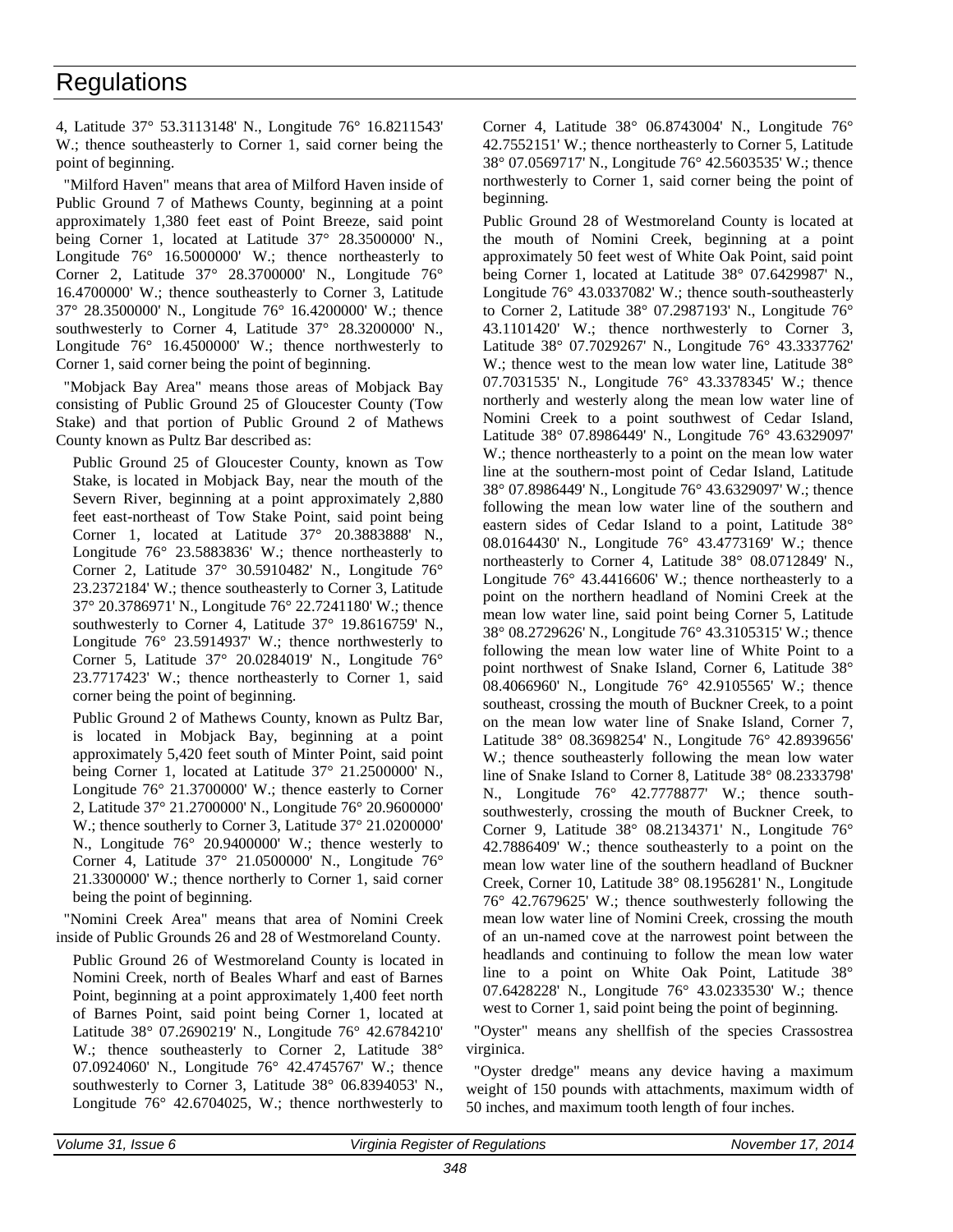4, Latitude 37° 53.3113148' N., Longitude 76° 16.8211543' W.; thence southeasterly to Corner 1, said corner being the point of beginning.

"Milford Haven" means that area of Milford Haven inside of Public Ground 7 of Mathews County, beginning at a point approximately 1,380 feet east of Point Breeze, said point being Corner 1, located at Latitude 37° 28.3500000' N., Longitude 76° 16.5000000' W.; thence northeasterly to Corner 2, Latitude 37° 28.3700000' N., Longitude 76° 16.4700000' W.; thence southeasterly to Corner 3, Latitude 37° 28.3500000' N., Longitude 76° 16.4200000' W.; thence southwesterly to Corner 4, Latitude 37° 28.3200000' N., Longitude 76° 16.4500000' W.; thence northwesterly to Corner 1, said corner being the point of beginning.

"Mobjack Bay Area" means those areas of Mobjack Bay consisting of Public Ground 25 of Gloucester County (Tow Stake) and that portion of Public Ground 2 of Mathews County known as Pultz Bar described as:

Public Ground 25 of Gloucester County, known as Tow Stake, is located in Mobjack Bay, near the mouth of the Severn River, beginning at a point approximately 2,880 feet east-northeast of Tow Stake Point, said point being Corner 1, located at Latitude 37° 20.3883888' N., Longitude 76° 23.5883836' W.; thence northeasterly to Corner 2, Latitude 37° 30.5910482' N., Longitude 76° 23.2372184' W.; thence southeasterly to Corner 3, Latitude 37° 20.3786971' N., Longitude 76° 22.7241180' W.; thence southwesterly to Corner 4, Latitude 37° 19.8616759' N., Longitude 76° 23.5914937' W.; thence northwesterly to Corner 5, Latitude 37° 20.0284019' N., Longitude 76° 23.7717423' W.; thence northeasterly to Corner 1, said corner being the point of beginning.

Public Ground 2 of Mathews County, known as Pultz Bar, is located in Mobjack Bay, beginning at a point approximately 5,420 feet south of Minter Point, said point being Corner 1, located at Latitude 37° 21.2500000' N., Longitude 76° 21.3700000' W.; thence easterly to Corner 2, Latitude 37° 21.2700000' N., Longitude 76° 20.9600000' W.; thence southerly to Corner 3, Latitude 37° 21.0200000' N., Longitude 76° 20.9400000' W.; thence westerly to Corner 4, Latitude 37° 21.0500000' N., Longitude 76° 21.3300000' W.; thence northerly to Corner 1, said corner being the point of beginning.

"Nomini Creek Area" means that area of Nomini Creek inside of Public Grounds 26 and 28 of Westmoreland County.

Public Ground 26 of Westmoreland County is located in Nomini Creek, north of Beales Wharf and east of Barnes Point, beginning at a point approximately 1,400 feet north of Barnes Point, said point being Corner 1, located at Latitude 38° 07.2690219' N., Longitude 76° 42.6784210' W.; thence southeasterly to Corner 2, Latitude 38° 07.0924060' N., Longitude 76° 42.4745767' W.; thence southwesterly to Corner 3, Latitude 38° 06.8394053' N., Longitude 76° 42.6704025, W.; thence northwesterly to Corner 4, Latitude 38° 06.8743004' N., Longitude 76° 42.7552151' W.; thence northeasterly to Corner 5, Latitude 38° 07.0569717' N., Longitude 76° 42.5603535' W.; thence northwesterly to Corner 1, said corner being the point of beginning.

Public Ground 28 of Westmoreland County is located at the mouth of Nomini Creek, beginning at a point approximately 50 feet west of White Oak Point, said point being Corner 1, located at Latitude 38° 07.6429987' N., Longitude 76° 43.0337082' W.; thence south-southeasterly to Corner 2, Latitude 38° 07.2987193' N., Longitude 76° 43.1101420' W.; thence northwesterly to Corner 3, Latitude 38° 07.7029267' N., Longitude 76° 43.3337762' W.; thence west to the mean low water line, Latitude 38° 07.7031535' N., Longitude 76° 43.3378345' W.; thence northerly and westerly along the mean low water line of Nomini Creek to a point southwest of Cedar Island, Latitude 38° 07.8986449' N., Longitude 76° 43.6329097' W.; thence northeasterly to a point on the mean low water line at the southern-most point of Cedar Island, Latitude 38° 07.8986449' N., Longitude 76° 43.6329097' W.; thence following the mean low water line of the southern and eastern sides of Cedar Island to a point, Latitude 38° 08.0164430' N., Longitude 76° 43.4773169' W.; thence northeasterly to Corner 4, Latitude 38° 08.0712849' N., Longitude 76° 43.4416606' W.; thence northeasterly to a point on the northern headland of Nomini Creek at the mean low water line, said point being Corner 5, Latitude 38° 08.2729626' N., Longitude 76° 43.3105315' W.; thence following the mean low water line of White Point to a point northwest of Snake Island, Corner 6, Latitude 38° 08.4066960' N., Longitude 76° 42.9105565' W.; thence southeast, crossing the mouth of Buckner Creek, to a point on the mean low water line of Snake Island, Corner 7, Latitude 38° 08.3698254' N., Longitude 76° 42.8939656' W.; thence southeasterly following the mean low water line of Snake Island to Corner 8, Latitude 38° 08.2333798' N., Longitude 76° 42.7778877' W.; thence south-southwesterly, crossing the mouth of Buckner Creek, to Corner 9, Latitude 38° 08.2134371' N., Longitude 76° 42.7886409' W.; thence southeasterly to a point on the mean low water line of the southern headland of Buckner Creek, Corner 10, Latitude 38° 08.1956281' N., Longitude 76° 42.7679625' W.; thence southwesterly following the mean low water line of Nomini Creek, crossing the mouth of an un-named cove at the narrowest point between the headlands and continuing to follow the mean low water line to a point on White Oak Point, Latitude 38° 07.6428228' N., Longitude 76° 43.0233530' W.; thence west to Corner 1, said point being the point of beginning.

"Oyster" means any shellfish of the species Crassostrea virginica.

"Oyster dredge" means any device having a maximum weight of 150 pounds with attachments, maximum width of 50 inches, and maximum tooth length of four inches.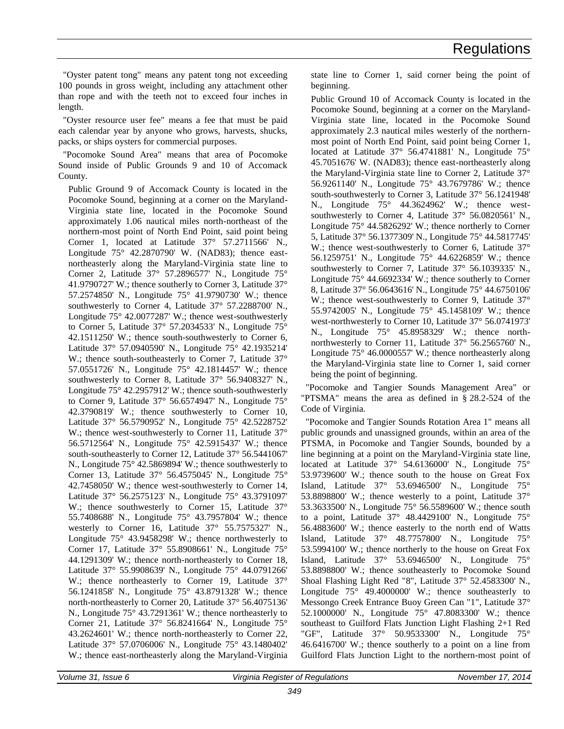"Oyster patent tong" means any patent tong not exceeding 100 pounds in gross weight, including any attachment other than rope and with the teeth not to exceed four inches in length.

"Oyster resource user fee" means a fee that must be paid each calendar year by anyone who grows, harvests, shucks, packs, or ships oysters for commercial purposes.

"Pocomoke Sound Area" means that area of Pocomoke Sound inside of Public Grounds 9 and 10 of Accomack County.

Public Ground 9 of Accomack County is located in the Pocomoke Sound, beginning at a corner on the Maryland-Virginia state line, located in the Pocomoke Sound approximately 1.06 nautical miles north-northeast of the northern-most point of North End Point, said point being Corner 1, located at Latitude 37° 57.2711566' N., Longitude 75° 42.2870790' W. (NAD83); thence east-northeasterly along the Maryland-Virginia state line to Corner 2, Latitude 37° 57.2896577' N., Longitude 75° 41.9790727' W.; thence southerly to Corner 3, Latitude 37° 57.2574850' N., Longitude 75° 41.9790730' W.; thence southwesterly to Corner 4, Latitude 37° 57.2288700' N., Longitude 75° 42.0077287' W.; thence west-southwesterly to Corner 5, Latitude 37° 57.2034533' N., Longitude 75° 42.1511250' W.; thence south-southwesterly to Corner 6, Latitude 37° 57.0940590' N., Longitude 75° 42.1935214' W.; thence south-southeasterly to Corner 7, Latitude 37° 57.0551726' N., Longitude 75° 42.1814457' W.; thence southwesterly to Corner 8, Latitude 37° 56.9408327' N., Longitude 75° 42.2957912' W.; thence south-southwesterly to Corner 9, Latitude 37° 56.6574947' N., Longitude 75° 42.3790819' W.; thence southwesterly to Corner 10, Latitude 37° 56.5790952' N., Longitude 75° 42.5228752' W.; thence west-southwesterly to Corner 11, Latitude 37° 56.5712564' N., Longitude 75° 42.5915437' W.; thence south-southeasterly to Corner 12, Latitude 37° 56.5441067' N., Longitude 75° 42.5869894' W.; thence southwesterly to Corner 13, Latitude 37° 56.4575045' N., Longitude 75° 42.7458050' W.; thence west-southwesterly to Corner 14, Latitude 37° 56.2575123' N., Longitude 75° 43.3791097' W.; thence southwesterly to Corner 15, Latitude 37° 55.7408688' N., Longitude 75° 43.7957804' W.; thence westerly to Corner 16, Latitude 37° 55.7575327' N., Longitude 75° 43.9458298' W.; thence northwesterly to Corner 17, Latitude 37° 55.8908661' N., Longitude 75° 44.1291309' W.; thence north-northeasterly to Corner 18, Latitude 37° 55.9908639' N., Longitude 75° 44.0791266' W.; thence northeasterly to Corner 19, Latitude 37° 56.1241858' N., Longitude 75° 43.8791328' W.; thence north-northeasterly to Corner 20, Latitude 37° 56.4075136' N., Longitude 75° 43.7291361' W.; thence northeasterly to Corner 21, Latitude 37° 56.8241664' N., Longitude 75° 43.2624601' W.; thence north-northeasterly to Corner 22, Latitude 37° 57.0706006' N., Longitude 75° 43.1480402' W.; thence east-northeasterly along the Maryland-Virginia state line to Corner 1, said corner being the point of beginning.

Public Ground 10 of Accomack County is located in the Pocomoke Sound, beginning at a corner on the Maryland-Virginia state line, located in the Pocomoke Sound approximately 2.3 nautical miles westerly of the northern-most point of North End Point, said point being Corner 1, located at Latitude 37° 56.4741881' N., Longitude 75° 45.7051676' W. (NAD83); thence east-northeasterly along the Maryland-Virginia state line to Corner 2, Latitude 37° 56.9261140' N., Longitude 75° 43.7679786' W.; thence south-southwesterly to Corner 3, Latitude 37° 56.1241948' N., Longitude 75° 44.3624962' W.; thence west-southwesterly to Corner 4, Latitude 37° 56.0820561' N., Longitude 75° 44.5826292' W.; thence northerly to Corner 5, Latitude 37° 56.1377309' N., Longitude 75° 44.5817745' W.; thence west-southwesterly to Corner 6, Latitude 37° 56.1259751' N., Longitude 75° 44.6226859' W.; thence southwesterly to Corner 7, Latitude 37° 56.1039335' N., Longitude 75° 44.6692334' W.; thence southerly to Corner 8, Latitude 37° 56.0643616' N., Longitude 75° 44.6750106' W.; thence west-southwesterly to Corner 9, Latitude 37° 55.9742005' N., Longitude 75° 45.1458109' W.; thence west-northwesterly to Corner 10, Latitude 37° 56.0741973' N., Longitude 75° 45.8958329' W.; thence north-northwesterly to Corner 11, Latitude 37° 56.2565760' N., Longitude 75° 46.0000557' W.; thence northeasterly along the Maryland-Virginia state line to Corner 1, said corner being the point of beginning.

"Pocomoke and Tangier Sounds Management Area" or "PTSMA" means the area as defined in § 28.2-524 of the Code of Virginia.

"Pocomoke and Tangier Sounds Rotation Area 1" means all public grounds and unassigned grounds, within an area of the PTSMA, in Pocomoke and Tangier Sounds, bounded by a line beginning at a point on the Maryland-Virginia state line, located at Latitude 37° 54.6136000' N., Longitude 75° 53.9739600' W.; thence south to the house on Great Fox Island, Latitude 37° 53.6946500' N., Longitude 75° 53.8898800' W.; thence westerly to a point, Latitude 37° 53.3633500' N., Longitude 75° 56.5589600' W.; thence south to a point, Latitude 37° 48.4429100' N., Longitude 75° 56.4883600' W.; thence easterly to the north end of Watts Island, Latitude 37° 48.7757800' N., Longitude 75° 53.5994100' W.; thence northerly to the house on Great Fox Island, Latitude 37° 53.6946500' N., Longitude 75° 53.8898800' W.; thence southeasterly to Pocomoke Sound Shoal Flashing Light Red "8", Latitude 37° 52.4583300' N., Longitude 75° 49.4000000' W.; thence southeasterly to Messongo Creek Entrance Buoy Green Can "1", Latitude 37° 52.1000000' N., Longitude 75° 47.8083300' W.; thence southeast to Guilford Flats Junction Light Flashing 2+1 Red "GF", Latitude 37° 50.9533300' N., Longitude 75° 46.6416700' W.; thence southerly to a point on a line from Guilford Flats Junction Light to the northern-most point of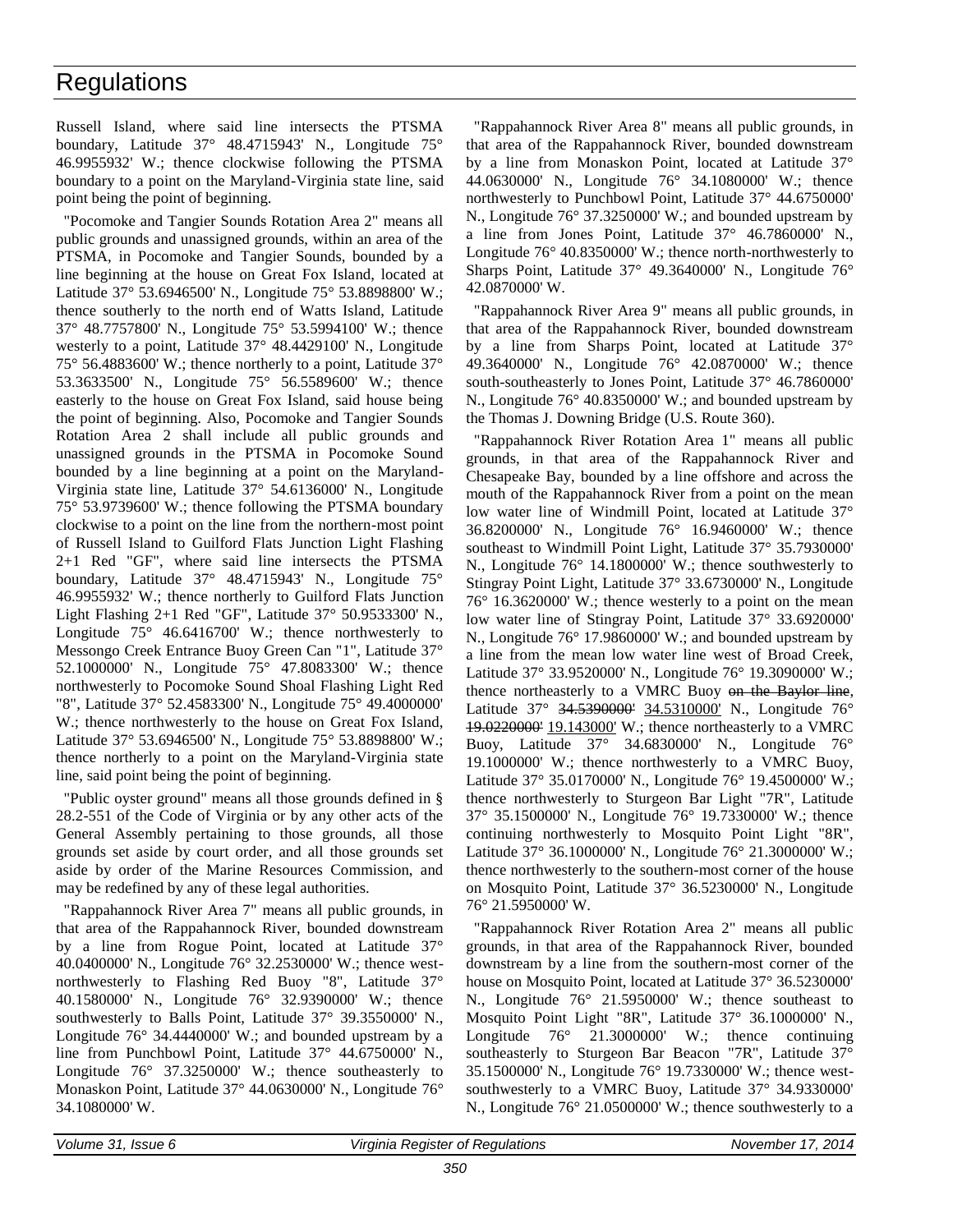Russell Island, where said line intersects the PTSMA boundary, Latitude 37° 48.4715943' N., Longitude 75° 46.9955932' W.; thence clockwise following the PTSMA boundary to a point on the Maryland-Virginia state line, said point being the point of beginning.

"Pocomoke and Tangier Sounds Rotation Area 2" means all public grounds and unassigned grounds, within an area of the PTSMA, in Pocomoke and Tangier Sounds, bounded by a line beginning at the house on Great Fox Island, located at Latitude 37° 53.6946500' N., Longitude 75° 53.8898800' W.; thence southerly to the north end of Watts Island, Latitude 37° 48.7757800' N., Longitude 75° 53.5994100' W.; thence westerly to a point, Latitude 37° 48.4429100' N., Longitude 75° 56.4883600' W.; thence northerly to a point, Latitude 37° 53.3633500' N., Longitude 75° 56.5589600' W.; thence easterly to the house on Great Fox Island, said house being the point of beginning. Also, Pocomoke and Tangier Sounds Rotation Area 2 shall include all public grounds and unassigned grounds in the PTSMA in Pocomoke Sound bounded by a line beginning at a point on the Maryland-Virginia state line, Latitude 37° 54.6136000' N., Longitude 75° 53.9739600' W.; thence following the PTSMA boundary clockwise to a point on the line from the northern-most point of Russell Island to Guilford Flats Junction Light Flashing 2+1 Red "GF", where said line intersects the PTSMA boundary, Latitude 37° 48.4715943' N., Longitude 75° 46.9955932' W.; thence northerly to Guilford Flats Junction Light Flashing 2+1 Red "GF", Latitude 37° 50.9533300' N., Longitude 75° 46.6416700' W.; thence northwesterly to Messongo Creek Entrance Buoy Green Can "1", Latitude 37° 52.1000000' N., Longitude 75° 47.8083300' W.; thence northwesterly to Pocomoke Sound Shoal Flashing Light Red "8", Latitude 37° 52.4583300' N., Longitude 75° 49.4000000' W.; thence northwesterly to the house on Great Fox Island, Latitude 37° 53.6946500' N., Longitude 75° 53.8898800' W.; thence northerly to a point on the Maryland-Virginia state line, said point being the point of beginning.

"Public oyster ground" means all those grounds defined in § 28.2-551 of the Code of Virginia or by any other acts of the General Assembly pertaining to those grounds, all those grounds set aside by court order, and all those grounds set aside by order of the Marine Resources Commission, and may be redefined by any of these legal authorities.

"Rappahannock River Area 7" means all public grounds, in that area of the Rappahannock River, bounded downstream by a line from Rogue Point, located at Latitude 37° 40.0400000' N., Longitude 76° 32.2530000' W.; thence west-northwesterly to Flashing Red Buoy "8", Latitude 37° 40.1580000' N., Longitude 76° 32.9390000' W.; thence southwesterly to Balls Point, Latitude 37° 39.3550000' N., Longitude 76° 34.4440000' W.; and bounded upstream by a line from Punchbowl Point, Latitude 37° 44.6750000' N., Longitude 76° 37.3250000' W.; thence southeasterly to Monaskon Point, Latitude 37° 44.0630000' N., Longitude 76° 34.1080000' W.

"Rappahannock River Area 8" means all public grounds, in that area of the Rappahannock River, bounded downstream by a line from Monaskon Point, located at Latitude 37° 44.0630000' N., Longitude 76° 34.1080000' W.; thence northwesterly to Punchbowl Point, Latitude 37° 44.6750000' N., Longitude 76° 37.3250000' W.; and bounded upstream by a line from Jones Point, Latitude 37° 46.7860000' N., Longitude 76° 40.8350000' W.; thence north-northwesterly to Sharps Point, Latitude 37° 49.3640000' N., Longitude 76° 42.0870000' W.

"Rappahannock River Area 9" means all public grounds, in that area of the Rappahannock River, bounded downstream by a line from Sharps Point, located at Latitude 37° 49.3640000' N., Longitude 76° 42.0870000' W.; thence south-southeasterly to Jones Point, Latitude 37° 46.7860000' N., Longitude 76° 40.8350000' W.; and bounded upstream by the Thomas J. Downing Bridge (U.S. Route 360).

"Rappahannock River Rotation Area 1" means all public grounds, in that area of the Rappahannock River and Chesapeake Bay, bounded by a line offshore and across the mouth of the Rappahannock River from a point on the mean low water line of Windmill Point, located at Latitude 37° 36.8200000' N., Longitude 76° 16.9460000' W.; thence southeast to Windmill Point Light, Latitude 37° 35.7930000' N., Longitude 76° 14.1800000' W.; thence southwesterly to Stingray Point Light, Latitude 37° 33.6730000' N., Longitude 76° 16.3620000' W.; thence westerly to a point on the mean low water line of Stingray Point, Latitude 37° 33.6920000' N., Longitude 76° 17.9860000' W.; and bounded upstream by a line from the mean low water line west of Broad Creek, Latitude 37° 33.9520000' N., Longitude 76° 19.3090000' W.; thence northeasterly to a VMRC Buoy ~~on the Baylor line~~, Latitude 37° ~~34.5390000'~~ <u>34.5310000'</u> N., Longitude 76° ~~19.0220000'~~ <u>19.143000'</u> W.; thence northeasterly to a VMRC Buoy, Latitude 37° 34.6830000' N., Longitude 76° 19.1000000' W.; thence northwesterly to a VMRC Buoy, Latitude 37° 35.0170000' N., Longitude 76° 19.4500000' W.; thence northwesterly to Sturgeon Bar Light "7R", Latitude 37° 35.1500000' N., Longitude 76° 19.7330000' W.; thence continuing northwesterly to Mosquito Point Light "8R", Latitude 37° 36.1000000' N., Longitude 76° 21.3000000' W.; thence northwesterly to the southern-most corner of the house on Mosquito Point, Latitude 37° 36.5230000' N., Longitude 76° 21.5950000' W.

"Rappahannock River Rotation Area 2" means all public grounds, in that area of the Rappahannock River, bounded downstream by a line from the southern-most corner of the house on Mosquito Point, located at Latitude 37° 36.5230000' N., Longitude 76° 21.5950000' W.; thence southeast to Mosquito Point Light "8R", Latitude 37° 36.1000000' N., Longitude 76° 21.3000000' W.; thence continuing southeasterly to Sturgeon Bar Beacon "7R", Latitude 37° 35.1500000' N., Longitude 76° 19.7330000' W.; thence west-southwesterly to a VMRC Buoy, Latitude 37° 34.9330000' N., Longitude 76° 21.0500000' W.; thence southwesterly to a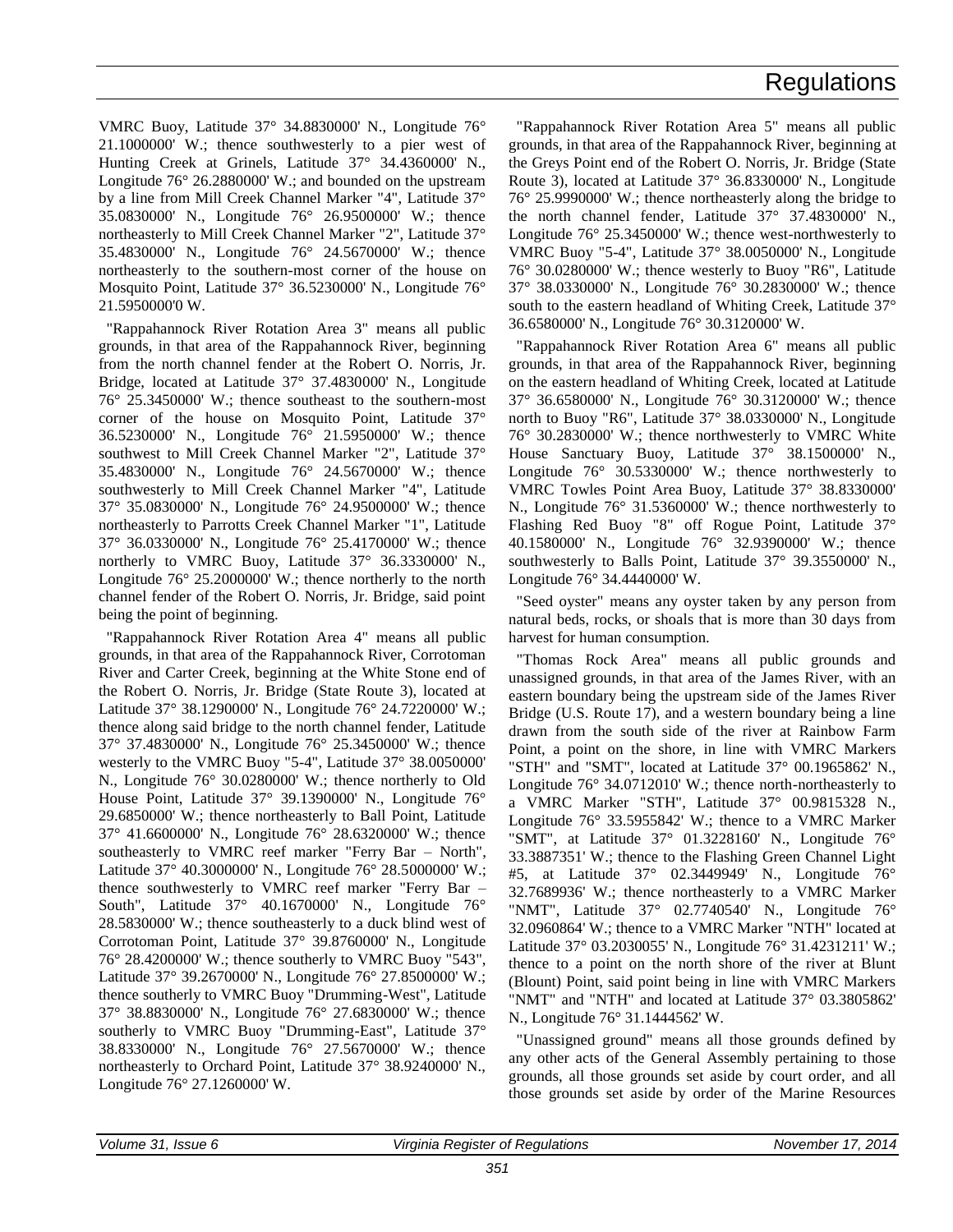VMRC Buoy, Latitude 37° 34.8830000' N., Longitude 76° 21.1000000' W.; thence southwesterly to a pier west of Hunting Creek at Grinels, Latitude 37° 34.4360000' N., Longitude 76° 26.2880000' W.; and bounded on the upstream by a line from Mill Creek Channel Marker "4", Latitude 37° 35.0830000' N., Longitude 76° 26.9500000' W.; thence northeasterly to Mill Creek Channel Marker "2", Latitude 37° 35.4830000' N., Longitude 76° 24.5670000' W.; thence northeasterly to the southern-most corner of the house on Mosquito Point, Latitude 37° 36.5230000' N., Longitude 76° 21.5950000'0 W.

"Rappahannock River Rotation Area 3" means all public grounds, in that area of the Rappahannock River, beginning from the north channel fender at the Robert O. Norris, Jr. Bridge, located at Latitude 37° 37.4830000' N., Longitude 76° 25.3450000' W.; thence southeast to the southern-most corner of the house on Mosquito Point, Latitude 37° 36.5230000' N., Longitude 76° 21.5950000' W.; thence southwest to Mill Creek Channel Marker "2", Latitude 37° 35.4830000' N., Longitude 76° 24.5670000' W.; thence southwesterly to Mill Creek Channel Marker "4", Latitude 37° 35.0830000' N., Longitude 76° 24.9500000' W.; thence northeasterly to Parrotts Creek Channel Marker "1", Latitude 37° 36.0330000' N., Longitude 76° 25.4170000' W.; thence northerly to VMRC Buoy, Latitude 37° 36.3330000' N., Longitude 76° 25.2000000' W.; thence northerly to the north channel fender of the Robert O. Norris, Jr. Bridge, said point being the point of beginning.

"Rappahannock River Rotation Area 4" means all public grounds, in that area of the Rappahannock River, Corrotoman River and Carter Creek, beginning at the White Stone end of the Robert O. Norris, Jr. Bridge (State Route 3), located at Latitude 37° 38.1290000' N., Longitude 76° 24.7220000' W.; thence along said bridge to the north channel fender, Latitude 37° 37.4830000' N., Longitude 76° 25.3450000' W.; thence westerly to the VMRC Buoy "5-4", Latitude 37° 38.0050000' N., Longitude 76° 30.0280000' W.; thence northerly to Old House Point, Latitude 37° 39.1390000' N., Longitude 76° 29.6850000' W.; thence northeasterly to Ball Point, Latitude 37° 41.6600000' N., Longitude 76° 28.6320000' W.; thence southeasterly to VMRC reef marker "Ferry Bar – North", Latitude 37° 40.3000000' N., Longitude 76° 28.5000000' W.; thence southwesterly to VMRC reef marker "Ferry Bar – South", Latitude 37° 40.1670000' N., Longitude 76° 28.5830000' W.; thence southeasterly to a duck blind west of Corrotoman Point, Latitude 37° 39.8760000' N., Longitude 76° 28.4200000' W.; thence southerly to VMRC Buoy "543", Latitude 37° 39.2670000' N., Longitude 76° 27.8500000' W.; thence southerly to VMRC Buoy "Drumming-West", Latitude 37° 38.8830000' N., Longitude 76° 27.6830000' W.; thence southerly to VMRC Buoy "Drumming-East", Latitude 37° 38.8330000' N., Longitude 76° 27.5670000' W.; thence northeasterly to Orchard Point, Latitude 37° 38.9240000' N., Longitude 76° 27.1260000' W.

"Rappahannock River Rotation Area 5" means all public grounds, in that area of the Rappahannock River, beginning at the Greys Point end of the Robert O. Norris, Jr. Bridge (State Route 3), located at Latitude 37° 36.8330000' N., Longitude 76° 25.9990000' W.; thence northeasterly along the bridge to the north channel fender, Latitude 37° 37.4830000' N., Longitude 76° 25.3450000' W.; thence west-northwesterly to VMRC Buoy "5-4", Latitude 37° 38.0050000' N., Longitude 76° 30.0280000' W.; thence westerly to Buoy "R6", Latitude 37° 38.0330000' N., Longitude 76° 30.2830000' W.; thence south to the eastern headland of Whiting Creek, Latitude 37° 36.6580000' N., Longitude 76° 30.3120000' W.

"Rappahannock River Rotation Area 6" means all public grounds, in that area of the Rappahannock River, beginning on the eastern headland of Whiting Creek, located at Latitude 37° 36.6580000' N., Longitude 76° 30.3120000' W.; thence north to Buoy "R6", Latitude 37° 38.0330000' N., Longitude 76° 30.2830000' W.; thence northwesterly to VMRC White House Sanctuary Buoy, Latitude 37° 38.1500000' N., Longitude 76° 30.5330000' W.; thence northwesterly to VMRC Towles Point Area Buoy, Latitude 37° 38.8330000' N., Longitude 76° 31.5360000' W.; thence northwesterly to Flashing Red Buoy "8" off Rogue Point, Latitude 37° 40.1580000' N., Longitude 76° 32.9390000' W.; thence southwesterly to Balls Point, Latitude 37° 39.3550000' N., Longitude 76° 34.4440000' W.

"Seed oyster" means any oyster taken by any person from natural beds, rocks, or shoals that is more than 30 days from harvest for human consumption.

"Thomas Rock Area" means all public grounds and unassigned grounds, in that area of the James River, with an eastern boundary being the upstream side of the James River Bridge (U.S. Route 17), and a western boundary being a line drawn from the south side of the river at Rainbow Farm Point, a point on the shore, in line with VMRC Markers "STH" and "SMT", located at Latitude 37° 00.1965862' N., Longitude 76° 34.0712010' W.; thence north-northeasterly to a VMRC Marker "STH", Latitude 37° 00.9815328 N., Longitude 76° 33.5955842' W.; thence to a VMRC Marker "SMT", at Latitude 37° 01.3228160' N., Longitude 76° 33.3887351' W.; thence to the Flashing Green Channel Light #5, at Latitude 37° 02.3449949' N., Longitude 76° 32.7689936' W.; thence northeasterly to a VMRC Marker "NMT", Latitude 37° 02.7740540' N., Longitude 76° 32.0960864' W.; thence to a VMRC Marker "NTH" located at Latitude 37° 03.2030055' N., Longitude 76° 31.4231211' W.; thence to a point on the north shore of the river at Blunt (Blount) Point, said point being in line with VMRC Markers "NMT" and "NTH" and located at Latitude 37° 03.3805862' N., Longitude 76° 31.1444562' W.

"Unassigned ground" means all those grounds defined by any other acts of the General Assembly pertaining to those grounds, all those grounds set aside by court order, and all those grounds set aside by order of the Marine Resources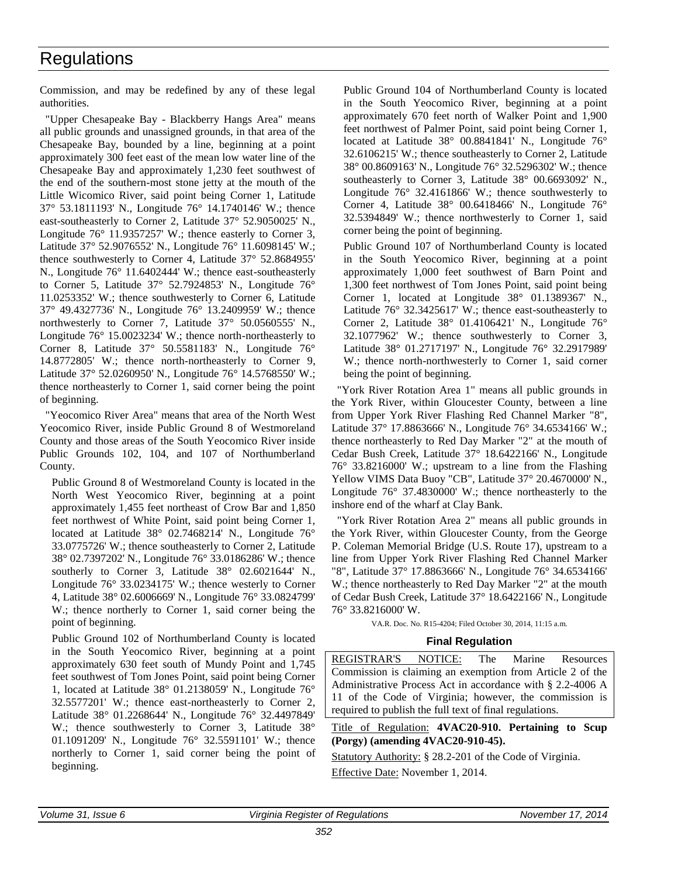Commission, and may be redefined by any of these legal authorities.

"Upper Chesapeake Bay - Blackberry Hangs Area" means all public grounds and unassigned grounds, in that area of the Chesapeake Bay, bounded by a line, beginning at a point approximately 300 feet east of the mean low water line of the Chesapeake Bay and approximately 1,230 feet southwest of the end of the southern-most stone jetty at the mouth of the Little Wicomico River, said point being Corner 1, Latitude 37° 53.1811193' N., Longitude 76° 14.1740146' W.; thence east-southeasterly to Corner 2, Latitude 37° 52.9050025' N., Longitude 76° 11.9357257' W.; thence easterly to Corner 3, Latitude 37° 52.9076552' N., Longitude 76° 11.6098145' W.; thence southwesterly to Corner 4, Latitude 37° 52.8684955' N., Longitude 76° 11.6402444' W.; thence east-southeasterly to Corner 5, Latitude 37° 52.7924853' N., Longitude 76° 11.0253352' W.; thence southwesterly to Corner 6, Latitude 37° 49.4327736' N., Longitude 76° 13.2409959' W.; thence northwesterly to Corner 7, Latitude 37° 50.0560555' N., Longitude 76° 15.0023234' W.; thence north-northeasterly to Corner 8, Latitude 37° 50.5581183' N., Longitude 76° 14.8772805' W.; thence north-northeasterly to Corner 9, Latitude 37° 52.0260950' N., Longitude 76° 14.5768550' W.; thence northeasterly to Corner 1, said corner being the point of beginning.

"Yeocomico River Area" means that area of the North West Yeocomico River, inside Public Ground 8 of Westmoreland County and those areas of the South Yeocomico River inside Public Grounds 102, 104, and 107 of Northumberland County.

Public Ground 8 of Westmoreland County is located in the North West Yeocomico River, beginning at a point approximately 1,455 feet northeast of Crow Bar and 1,850 feet northwest of White Point, said point being Corner 1, located at Latitude 38° 02.7468214' N., Longitude 76° 33.0775726' W.; thence southeasterly to Corner 2, Latitude 38° 02.7397202' N., Longitude 76° 33.0186286' W.; thence southerly to Corner 3, Latitude 38° 02.6021644' N., Longitude 76° 33.0234175' W.; thence westerly to Corner 4, Latitude 38° 02.6006669' N., Longitude 76° 33.0824799' W.; thence northerly to Corner 1, said corner being the point of beginning.

Public Ground 102 of Northumberland County is located in the South Yeocomico River, beginning at a point approximately 630 feet south of Mundy Point and 1,745 feet southwest of Tom Jones Point, said point being Corner 1, located at Latitude 38° 01.2138059' N., Longitude 76° 32.5577201' W.; thence east-northeasterly to Corner 2, Latitude 38° 01.2268644' N., Longitude 76° 32.4497849' W.; thence southwesterly to Corner 3, Latitude 38° 01.1091209' N., Longitude 76° 32.5591101' W.; thence northerly to Corner 1, said corner being the point of beginning.

Public Ground 104 of Northumberland County is located in the South Yeocomico River, beginning at a point approximately 670 feet north of Walker Point and 1,900 feet northwest of Palmer Point, said point being Corner 1, located at Latitude 38° 00.8841841' N., Longitude 76° 32.6106215' W.; thence southeasterly to Corner 2, Latitude 38° 00.8609163' N., Longitude 76° 32.5296302' W.; thence southeasterly to Corner 3, Latitude 38° 00.6693092' N., Longitude 76° 32.4161866' W.; thence southwesterly to Corner 4, Latitude 38° 00.6418466' N., Longitude 76° 32.5394849' W.; thence northwesterly to Corner 1, said corner being the point of beginning.

Public Ground 107 of Northumberland County is located in the South Yeocomico River, beginning at a point approximately 1,000 feet southwest of Barn Point and 1,300 feet northwest of Tom Jones Point, said point being Corner 1, located at Longitude 38° 01.1389367' N., Latitude 76° 32.3425617' W.; thence east-southeasterly to Corner 2, Latitude 38° 01.4106421' N., Longitude 76° 32.1077962' W.; thence southwesterly to Corner 3, Latitude 38° 01.2717197' N., Longitude 76° 32.2917989' W.; thence north-northwesterly to Corner 1, said corner being the point of beginning.

"York River Rotation Area 1" means all public grounds in the York River, within Gloucester County, between a line from Upper York River Flashing Red Channel Marker "8", Latitude 37° 17.8863666' N., Longitude 76° 34.6534166' W.; thence northeasterly to Red Day Marker "2" at the mouth of Cedar Bush Creek, Latitude 37° 18.6422166' N., Longitude 76° 33.8216000' W.; upstream to a line from the Flashing Yellow VIMS Data Buoy "CB", Latitude 37° 20.4670000' N., Longitude 76° 37.4830000' W.; thence northeasterly to the inshore end of the wharf at Clay Bank.

"York River Rotation Area 2" means all public grounds in the York River, within Gloucester County, from the George P. Coleman Memorial Bridge (U.S. Route 17), upstream to a line from Upper York River Flashing Red Channel Marker "8", Latitude 37° 17.8863666' N., Longitude 76° 34.6534166' W.; thence northeasterly to Red Day Marker "2" at the mouth of Cedar Bush Creek, Latitude 37° 18.6422166' N., Longitude 76° 33.8216000' W.

VA.R. Doc. No. R15-4204; Filed October 30, 2014, 11:15 a.m.

**Final Regulation**

REGISTRAR'S NOTICE: The Marine Resources Commission is claiming an exemption from Article 2 of the Administrative Process Act in accordance with § 2.2-4006 A 11 of the Code of Virginia; however, the commission is required to publish the full text of final regulations.

Title of Regulation: **4VAC20-910. Pertaining to Scup (Porgy) (amending 4VAC20-910-45).**

Statutory Authority: § 28.2-201 of the Code of Virginia.

Effective Date: November 1, 2014.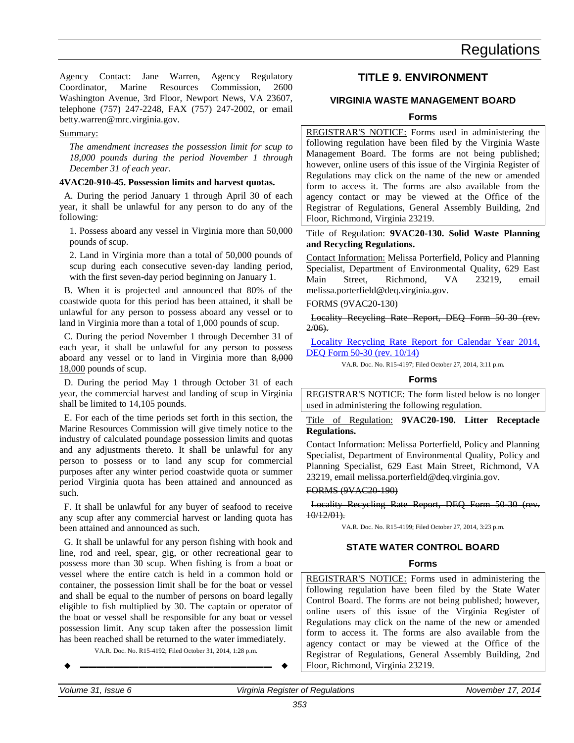Agency Contact: Jane Warren, Agency Regulatory Coordinator, Marine Resources Commission, 2600 Washington Avenue, 3rd Floor, Newport News, VA 23607, telephone (757) 247-2248, FAX (757) 247-2002, or email betty.warren@mrc.virginia.gov.

Summary:

*The amendment increases the possession limit for scup to 18,000 pounds during the period November 1 through December 31 of each year.*

**4VAC20-910-45. Possession limits and harvest quotas.**

A. During the period January 1 through April 30 of each year, it shall be unlawful for any person to do any of the following:

1. Possess aboard any vessel in Virginia more than 50,000 pounds of scup.

2. Land in Virginia more than a total of 50,000 pounds of scup during each consecutive seven-day landing period, with the first seven-day period beginning on January 1.

B. When it is projected and announced that 80% of the coastwide quota for this period has been attained, it shall be unlawful for any person to possess aboard any vessel or to land in Virginia more than a total of 1,000 pounds of scup.

C. During the period November 1 through December 31 of each year, it shall be unlawful for any person to possess aboard any vessel or to land in Virginia more than ~~8,000~~ 18,000 pounds of scup.

D. During the period May 1 through October 31 of each year, the commercial harvest and landing of scup in Virginia shall be limited to 14,105 pounds.

E. For each of the time periods set forth in this section, the Marine Resources Commission will give timely notice to the industry of calculated poundage possession limits and quotas and any adjustments thereto. It shall be unlawful for any person to possess or to land any scup for commercial purposes after any winter period coastwide quota or summer period Virginia quota has been attained and announced as such.

F. It shall be unlawful for any buyer of seafood to receive any scup after any commercial harvest or landing quota has been attained and announced as such.

G. It shall be unlawful for any person fishing with hook and line, rod and reel, spear, gig, or other recreational gear to possess more than 30 scup. When fishing is from a boat or vessel where the entire catch is held in a common hold or container, the possession limit shall be for the boat or vessel and shall be equal to the number of persons on board legally eligible to fish multiplied by 30. The captain or operator of the boat or vessel shall be responsible for any boat or vessel possession limit. Any scup taken after the possession limit has been reached shall be returned to the water immediately.

VA.R. Doc. No. R15-4192; Filed October 31, 2014, 1:28 p.m.

# TITLE 9. ENVIRONMENT

## VIRGINIA WASTE MANAGEMENT BOARD

### Forms

REGISTRAR'S NOTICE: Forms used in administering the following regulation have been filed by the Virginia Waste Management Board. The forms are not being published; however, online users of this issue of the Virginia Register of Regulations may click on the name of the new or amended form to access it. The forms are also available from the agency contact or may be viewed at the Office of the Registrar of Regulations, General Assembly Building, 2nd Floor, Richmond, Virginia 23219.

Title of Regulation: **9VAC20-130. Solid Waste Planning and Recycling Regulations.**

Contact Information: Melissa Porterfield, Policy and Planning Specialist, Department of Environmental Quality, 629 East Main Street, Richmond, VA 23219, email melissa.porterfield@deq.virginia.gov.

FORMS (9VAC20-130)

~~Locality Recycling Rate Report, DEQ Form 50-30 (rev. 2/06).~~

Locality Recycling Rate Report for Calendar Year 2014, DEQ Form 50-30 (rev. 10/14)

VA.R. Doc. No. R15-4197; Filed October 27, 2014, 3:11 p.m.

### Forms

REGISTRAR'S NOTICE: The form listed below is no longer used in administering the following regulation.

Title of Regulation: **9VAC20-190. Litter Receptacle Regulations.**

Contact Information: Melissa Porterfield, Policy and Planning Specialist, Department of Environmental Quality, Policy and Planning Specialist, 629 East Main Street, Richmond, VA 23219, email melissa.porterfield@deq.virginia.gov.

~~FORMS (9VAC20-190)~~

~~Locality Recycling Rate Report, DEQ Form 50-30 (rev. 10/12/01).~~

VA.R. Doc. No. R15-4199; Filed October 27, 2014, 3:23 p.m.

## STATE WATER CONTROL BOARD

### Forms

REGISTRAR'S NOTICE: Forms used in administering the following regulation have been filed by the State Water Control Board. The forms are not being published; however, online users of this issue of the Virginia Register of Regulations may click on the name of the new or amended form to access it. The forms are also available from the agency contact or may be viewed at the Office of the Registrar of Regulations, General Assembly Building, 2nd Floor, Richmond, Virginia 23219.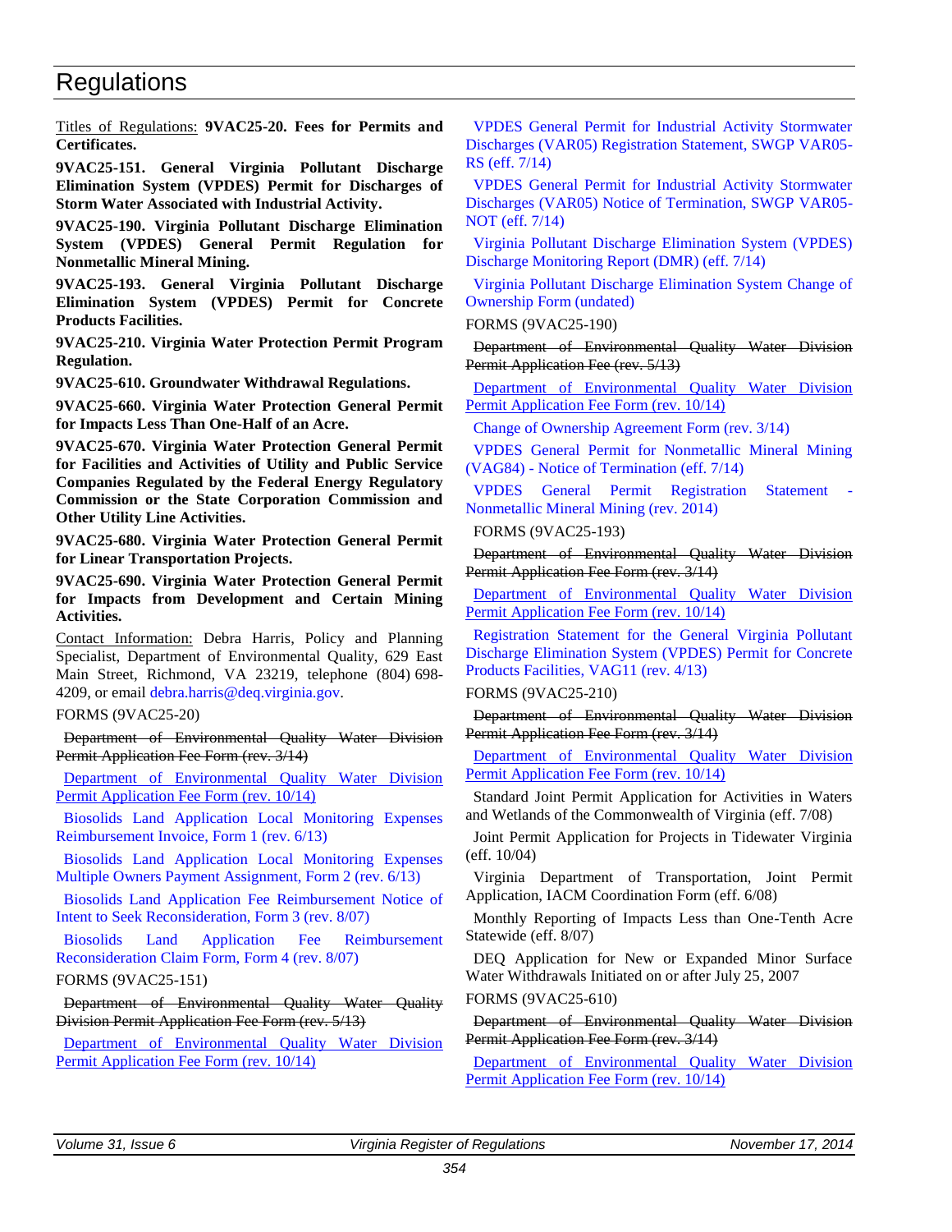# Regulations

Titles of Regulations: **9VAC25-20. Fees for Permits and Certificates.**

**9VAC25-151. General Virginia Pollutant Discharge Elimination System (VPDES) Permit for Discharges of Storm Water Associated with Industrial Activity.**

**9VAC25-190. Virginia Pollutant Discharge Elimination System (VPDES) General Permit Regulation for Nonmetallic Mineral Mining.**

**9VAC25-193. General Virginia Pollutant Discharge Elimination System (VPDES) Permit for Concrete Products Facilities.**

**9VAC25-210. Virginia Water Protection Permit Program Regulation.**

**9VAC25-610. Groundwater Withdrawal Regulations.**

**9VAC25-660. Virginia Water Protection General Permit for Impacts Less Than One-Half of an Acre.**

**9VAC25-670. Virginia Water Protection General Permit for Facilities and Activities of Utility and Public Service Companies Regulated by the Federal Energy Regulatory Commission or the State Corporation Commission and Other Utility Line Activities.**

**9VAC25-680. Virginia Water Protection General Permit for Linear Transportation Projects.**

**9VAC25-690. Virginia Water Protection General Permit for Impacts from Development and Certain Mining Activities.**

Contact Information: Debra Harris, Policy and Planning Specialist, Department of Environmental Quality, 629 East Main Street, Richmond, VA 23219, telephone (804) 698-4209, or email debra.harris@deq.virginia.gov.

FORMS (9VAC25-20)

~~Department of Environmental Quality Water Division Permit Application Fee Form (rev. 3/14)~~

Department of Environmental Quality Water Division Permit Application Fee Form (rev. 10/14)

Biosolids Land Application Local Monitoring Expenses Reimbursement Invoice, Form 1 (rev. 6/13)

Biosolids Land Application Local Monitoring Expenses Multiple Owners Payment Assignment, Form 2 (rev. 6/13)

Biosolids Land Application Fee Reimbursement Notice of Intent to Seek Reconsideration, Form 3 (rev. 8/07)

Biosolids Land Application Fee Reimbursement Reconsideration Claim Form, Form 4 (rev. 8/07)

FORMS (9VAC25-151)

~~Department of Environmental Quality Water Quality Division Permit Application Fee Form (rev. 5/13)~~

Department of Environmental Quality Water Division Permit Application Fee Form (rev. 10/14)

VPDES General Permit for Industrial Activity Stormwater Discharges (VAR05) Registration Statement, SWGP VAR05-RS (eff. 7/14)

VPDES General Permit for Industrial Activity Stormwater Discharges (VAR05) Notice of Termination, SWGP VAR05-NOT (eff. 7/14)

Virginia Pollutant Discharge Elimination System (VPDES) Discharge Monitoring Report (DMR) (eff. 7/14)

Virginia Pollutant Discharge Elimination System Change of Ownership Form (undated)

FORMS (9VAC25-190)

~~Department of Environmental Quality Water Division Permit Application Fee (rev. 5/13)~~

Department of Environmental Quality Water Division Permit Application Fee Form (rev. 10/14)

Change of Ownership Agreement Form (rev. 3/14)

VPDES General Permit for Nonmetallic Mineral Mining (VAG84) - Notice of Termination (eff. 7/14)

VPDES General Permit Registration Statement - Nonmetallic Mineral Mining (rev. 2014)

FORMS (9VAC25-193)

~~Department of Environmental Quality Water Division Permit Application Fee Form (rev. 3/14)~~

Department of Environmental Quality Water Division Permit Application Fee Form (rev. 10/14)

Registration Statement for the General Virginia Pollutant Discharge Elimination System (VPDES) Permit for Concrete Products Facilities, VAG11 (rev. 4/13)

FORMS (9VAC25-210)

~~Department of Environmental Quality Water Division Permit Application Fee Form (rev. 3/14)~~

Department of Environmental Quality Water Division Permit Application Fee Form (rev. 10/14)

Standard Joint Permit Application for Activities in Waters and Wetlands of the Commonwealth of Virginia (eff. 7/08)

Joint Permit Application for Projects in Tidewater Virginia (eff. 10/04)

Virginia Department of Transportation, Joint Permit Application, IACM Coordination Form (eff. 6/08)

Monthly Reporting of Impacts Less than One-Tenth Acre Statewide (eff. 8/07)

DEQ Application for New or Expanded Minor Surface Water Withdrawals Initiated on or after July 25, 2007

FORMS (9VAC25-610)

~~Department of Environmental Quality Water Division Permit Application Fee Form (rev. 3/14)~~

Department of Environmental Quality Water Division Permit Application Fee Form (rev. 10/14)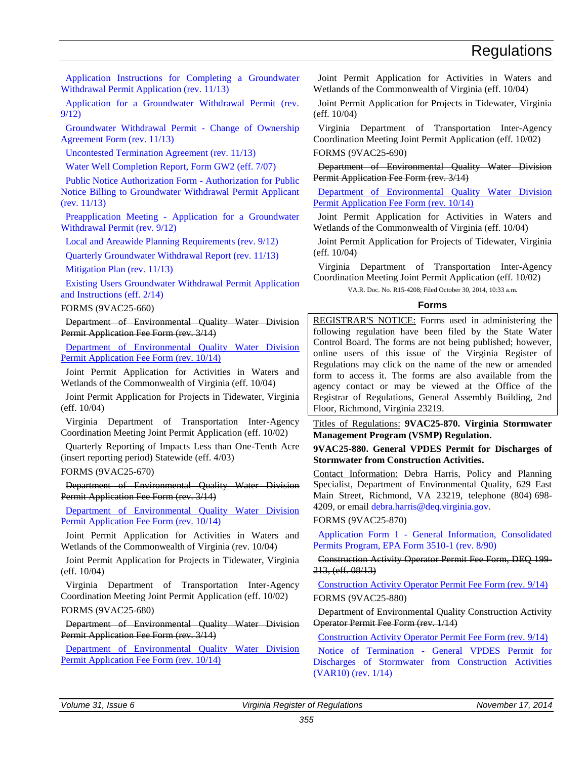Application Instructions for Completing a Groundwater Withdrawal Permit Application (rev. 11/13)

Application for a Groundwater Withdrawal Permit (rev. 9/12)

Groundwater Withdrawal Permit - Change of Ownership Agreement Form (rev. 11/13)

Uncontested Termination Agreement (rev. 11/13)

Water Well Completion Report, Form GW2 (eff. 7/07)

Public Notice Authorization Form - Authorization for Public Notice Billing to Groundwater Withdrawal Permit Applicant (rev. 11/13)

Preapplication Meeting - Application for a Groundwater Withdrawal Permit (rev. 9/12)

Local and Areawide Planning Requirements (rev. 9/12)

Quarterly Groundwater Withdrawal Report (rev. 11/13)

Mitigation Plan (rev. 11/13)

Existing Users Groundwater Withdrawal Permit Application and Instructions (eff. 2/14)

FORMS (9VAC25-660)

~~Department of Environmental Quality Water Division Permit Application Fee Form (rev. 3/14)~~

Department of Environmental Quality Water Division Permit Application Fee Form (rev. 10/14)

Joint Permit Application for Activities in Waters and Wetlands of the Commonwealth of Virginia (eff. 10/04)

Joint Permit Application for Projects in Tidewater, Virginia (eff. 10/04)

Virginia Department of Transportation Inter-Agency Coordination Meeting Joint Permit Application (eff. 10/02)

Quarterly Reporting of Impacts Less than One-Tenth Acre (insert reporting period) Statewide (eff. 4/03)

FORMS (9VAC25-670)

~~Department of Environmental Quality Water Division Permit Application Fee Form (rev. 3/14)~~

Department of Environmental Quality Water Division Permit Application Fee Form (rev. 10/14)

Joint Permit Application for Activities in Waters and Wetlands of the Commonwealth of Virginia (rev. 10/04)

Joint Permit Application for Projects in Tidewater, Virginia (eff. 10/04)

Virginia Department of Transportation Inter-Agency Coordination Meeting Joint Permit Application (eff. 10/02)

FORMS (9VAC25-680)

~~Department of Environmental Quality Water Division Permit Application Fee Form (rev. 3/14)~~

Department of Environmental Quality Water Division Permit Application Fee Form (rev. 10/14)

Joint Permit Application for Activities in Waters and Wetlands of the Commonwealth of Virginia (eff. 10/04)

Joint Permit Application for Projects in Tidewater, Virginia (eff. 10/04)

Virginia Department of Transportation Inter-Agency Coordination Meeting Joint Permit Application (eff. 10/02)

FORMS (9VAC25-690)

~~Department of Environmental Quality Water Division Permit Application Fee Form (rev. 3/14)~~

Department of Environmental Quality Water Division Permit Application Fee Form (rev. 10/14)

Joint Permit Application for Activities in Waters and Wetlands of the Commonwealth of Virginia (eff. 10/04)

Joint Permit Application for Projects of Tidewater, Virginia (eff. 10/04)

Virginia Department of Transportation Inter-Agency Coordination Meeting Joint Permit Application (eff. 10/02)

VA.R. Doc. No. R15-4208; Filed October 30, 2014, 10:33 a.m.

## Forms

REGISTRAR'S NOTICE: Forms used in administering the following regulation have been filed by the State Water Control Board. The forms are not being published; however, online users of this issue of the Virginia Register of Regulations may click on the name of the new or amended form to access it. The forms are also available from the agency contact or may be viewed at the Office of the Registrar of Regulations, General Assembly Building, 2nd Floor, Richmond, Virginia 23219.

Titles of Regulations: **9VAC25-870. Virginia Stormwater Management Program (VSMP) Regulation.**

**9VAC25-880. General VPDES Permit for Discharges of Stormwater from Construction Activities.**

Contact Information: Debra Harris, Policy and Planning Specialist, Department of Environmental Quality, 629 East Main Street, Richmond, VA 23219, telephone (804) 698-4209, or email debra.harris@deq.virginia.gov.

FORMS (9VAC25-870)

Application Form 1 - General Information, Consolidated Permits Program, EPA Form 3510-1 (rev. 8/90)

~~Construction Activity Operator Permit Fee Form, DEQ 199-213, (eff. 08/13)~~

Construction Activity Operator Permit Fee Form (rev. 9/14)

FORMS (9VAC25-880)

~~Department of Environmental Quality Construction Activity Operator Permit Fee Form (rev. 1/14)~~

Construction Activity Operator Permit Fee Form (rev. 9/14)

Notice of Termination - General VPDES Permit for Discharges of Stormwater from Construction Activities (VAR10) (rev. 1/14)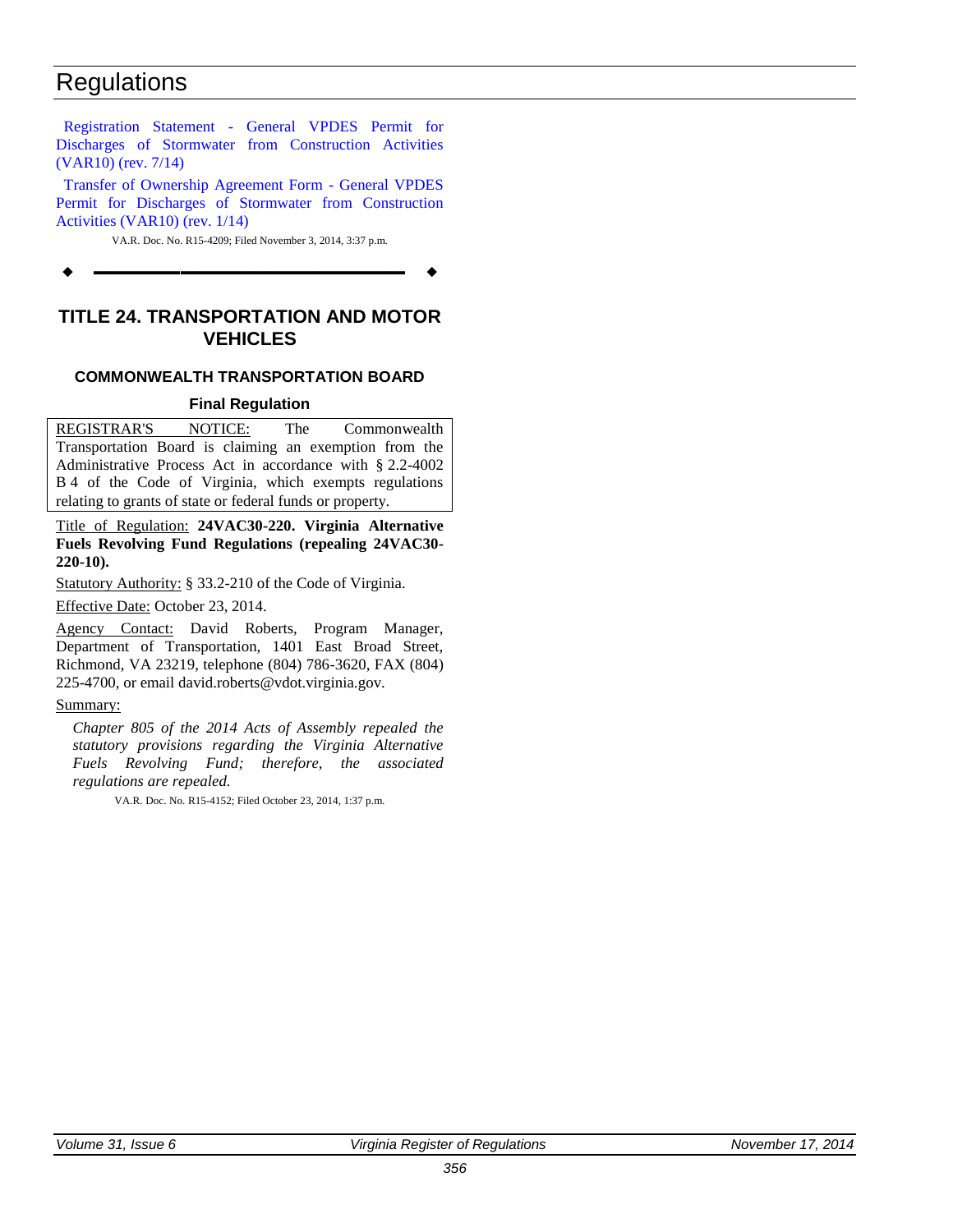Registration Statement - General VPDES Permit for Discharges of Stormwater from Construction Activities (VAR10) (rev. 7/14)

Transfer of Ownership Agreement Form - General VPDES Permit for Discharges of Stormwater from Construction Activities (VAR10) (rev. 1/14)

VA.R. Doc. No. R15-4209; Filed November 3, 2014, 3:37 p.m.

# TITLE 24. TRANSPORTATION AND MOTOR VEHICLES

## COMMONWEALTH TRANSPORTATION BOARD

### Final Regulation

REGISTRAR'S NOTICE: The Commonwealth Transportation Board is claiming an exemption from the Administrative Process Act in accordance with § 2.2-4002 B 4 of the Code of Virginia, which exempts regulations relating to grants of state or federal funds or property.

Title of Regulation: **24VAC30-220. Virginia Alternative Fuels Revolving Fund Regulations (repealing 24VAC30-220-10).**

Statutory Authority: § 33.2-210 of the Code of Virginia.

Effective Date: October 23, 2014.

Agency Contact: David Roberts, Program Manager, Department of Transportation, 1401 East Broad Street, Richmond, VA 23219, telephone (804) 786-3620, FAX (804) 225-4700, or email david.roberts@vdot.virginia.gov.

Summary:

*Chapter 805 of the 2014 Acts of Assembly repealed the statutory provisions regarding the Virginia Alternative Fuels Revolving Fund; therefore, the associated regulations are repealed.*

VA.R. Doc. No. R15-4152; Filed October 23, 2014, 1:37 p.m.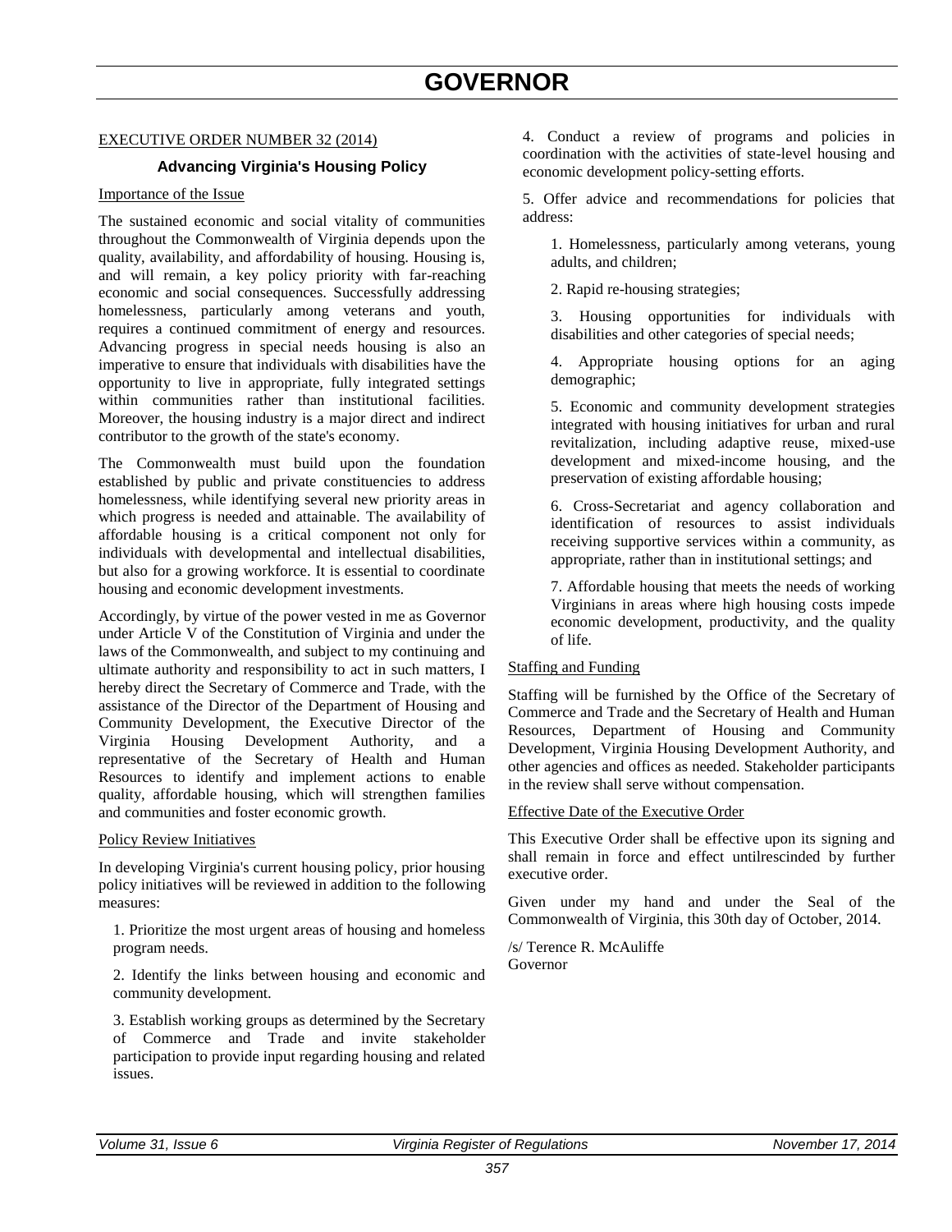# GOVERNOR

EXECUTIVE ORDER NUMBER 32 (2014)

### Advancing Virginia's Housing Policy

Importance of the Issue

The sustained economic and social vitality of communities throughout the Commonwealth of Virginia depends upon the quality, availability, and affordability of housing. Housing is, and will remain, a key policy priority with far-reaching economic and social consequences. Successfully addressing homelessness, particularly among veterans and youth, requires a continued commitment of energy and resources. Advancing progress in special needs housing is also an imperative to ensure that individuals with disabilities have the opportunity to live in appropriate, fully integrated settings within communities rather than institutional facilities. Moreover, the housing industry is a major direct and indirect contributor to the growth of the state's economy.

The Commonwealth must build upon the foundation established by public and private constituencies to address homelessness, while identifying several new priority areas in which progress is needed and attainable. The availability of affordable housing is a critical component not only for individuals with developmental and intellectual disabilities, but also for a growing workforce. It is essential to coordinate housing and economic development investments.

Accordingly, by virtue of the power vested in me as Governor under Article V of the Constitution of Virginia and under the laws of the Commonwealth, and subject to my continuing and ultimate authority and responsibility to act in such matters, I hereby direct the Secretary of Commerce and Trade, with the assistance of the Director of the Department of Housing and Community Development, the Executive Director of the Virginia Housing Development Authority, and a representative of the Secretary of Health and Human Resources to identify and implement actions to enable quality, affordable housing, which will strengthen families and communities and foster economic growth.

Policy Review Initiatives

In developing Virginia's current housing policy, prior housing policy initiatives will be reviewed in addition to the following measures:

1. Prioritize the most urgent areas of housing and homeless program needs.

2. Identify the links between housing and economic and community development.

3. Establish working groups as determined by the Secretary of Commerce and Trade and invite stakeholder participation to provide input regarding housing and related issues.

4. Conduct a review of programs and policies in coordination with the activities of state-level housing and economic development policy-setting efforts.

5. Offer advice and recommendations for policies that address:

   1. Homelessness, particularly among veterans, young adults, and children;

   2. Rapid re-housing strategies;

   3. Housing opportunities for individuals with disabilities and other categories of special needs;

   4. Appropriate housing options for an aging demographic;

   5. Economic and community development strategies integrated with housing initiatives for urban and rural revitalization, including adaptive reuse, mixed-use development and mixed-income housing, and the preservation of existing affordable housing;

   6. Cross-Secretariat and agency collaboration and identification of resources to assist individuals receiving supportive services within a community, as appropriate, rather than in institutional settings; and

   7. Affordable housing that meets the needs of working Virginians in areas where high housing costs impede economic development, productivity, and the quality of life.

Staffing and Funding

Staffing will be furnished by the Office of the Secretary of Commerce and Trade and the Secretary of Health and Human Resources, Department of Housing and Community Development, Virginia Housing Development Authority, and other agencies and offices as needed. Stakeholder participants in the review shall serve without compensation.

Effective Date of the Executive Order

This Executive Order shall be effective upon its signing and shall remain in force and effect untilrescinded by further executive order.

Given under my hand and under the Seal of the Commonwealth of Virginia, this 30th day of October, 2014.

/s/ Terence R. McAuliffe
Governor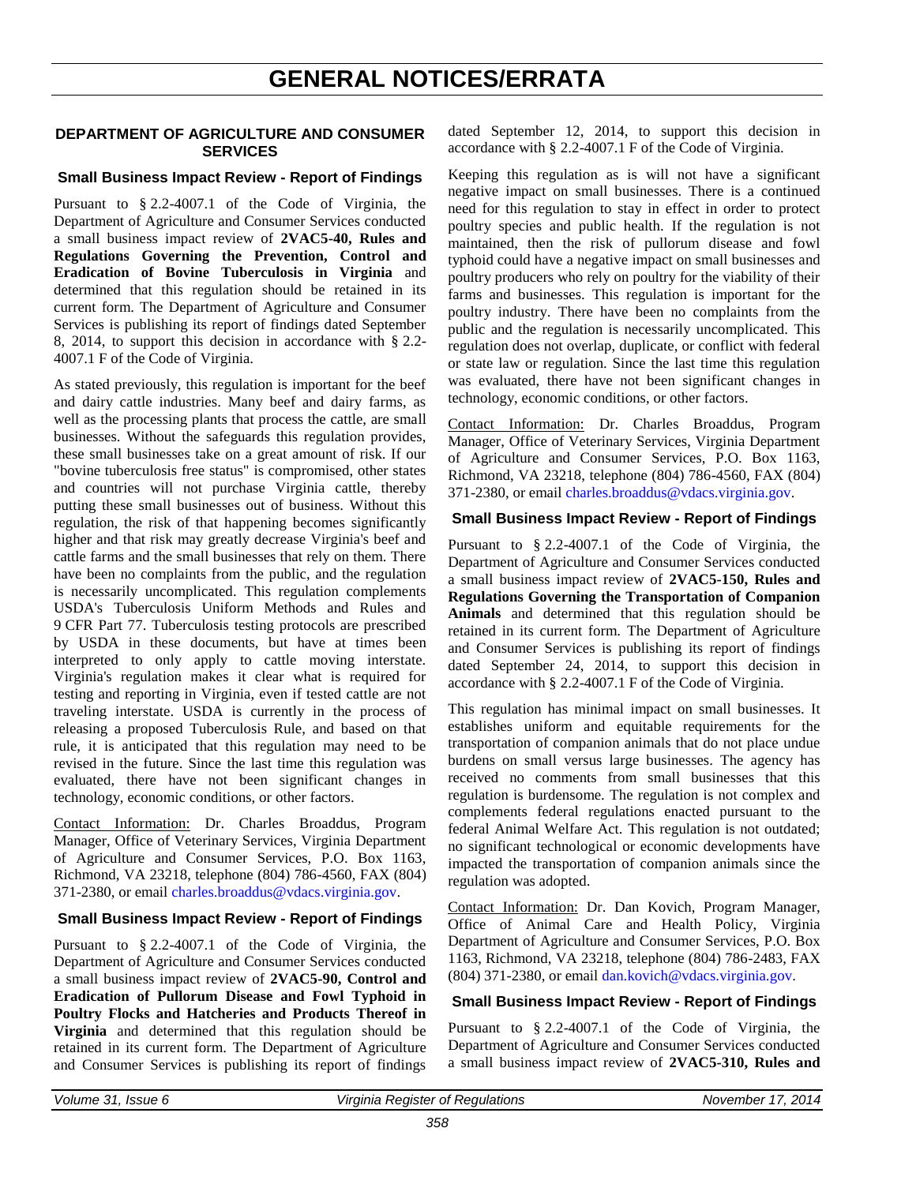# GENERAL NOTICES/ERRATA

## DEPARTMENT OF AGRICULTURE AND CONSUMER SERVICES

### Small Business Impact Review - Report of Findings

Pursuant to § 2.2-4007.1 of the Code of Virginia, the Department of Agriculture and Consumer Services conducted a small business impact review of **2VAC5-40, Rules and Regulations Governing the Prevention, Control and Eradication of Bovine Tuberculosis in Virginia** and determined that this regulation should be retained in its current form. The Department of Agriculture and Consumer Services is publishing its report of findings dated September 8, 2014, to support this decision in accordance with § 2.2-4007.1 F of the Code of Virginia.

As stated previously, this regulation is important for the beef and dairy cattle industries. Many beef and dairy farms, as well as the processing plants that process the cattle, are small businesses. Without the safeguards this regulation provides, these small businesses take on a great amount of risk. If our "bovine tuberculosis free status" is compromised, other states and countries will not purchase Virginia cattle, thereby putting these small businesses out of business. Without this regulation, the risk of that happening becomes significantly higher and that risk may greatly decrease Virginia's beef and cattle farms and the small businesses that rely on them. There have been no complaints from the public, and the regulation is necessarily uncomplicated. This regulation complements USDA's Tuberculosis Uniform Methods and Rules and 9 CFR Part 77. Tuberculosis testing protocols are prescribed by USDA in these documents, but have at times been interpreted to only apply to cattle moving interstate. Virginia's regulation makes it clear what is required for testing and reporting in Virginia, even if tested cattle are not traveling interstate. USDA is currently in the process of releasing a proposed Tuberculosis Rule, and based on that rule, it is anticipated that this regulation may need to be revised in the future. Since the last time this regulation was evaluated, there have not been significant changes in technology, economic conditions, or other factors.

Contact Information: Dr. Charles Broaddus, Program Manager, Office of Veterinary Services, Virginia Department of Agriculture and Consumer Services, P.O. Box 1163, Richmond, VA 23218, telephone (804) 786-4560, FAX (804) 371-2380, or email charles.broaddus@vdacs.virginia.gov.

### Small Business Impact Review - Report of Findings

Pursuant to § 2.2-4007.1 of the Code of Virginia, the Department of Agriculture and Consumer Services conducted a small business impact review of **2VAC5-90, Control and Eradication of Pullorum Disease and Fowl Typhoid in Poultry Flocks and Hatcheries and Products Thereof in Virginia** and determined that this regulation should be retained in its current form. The Department of Agriculture and Consumer Services is publishing its report of findings dated September 12, 2014, to support this decision in accordance with § 2.2-4007.1 F of the Code of Virginia.

Keeping this regulation as is will not have a significant negative impact on small businesses. There is a continued need for this regulation to stay in effect in order to protect poultry species and public health. If the regulation is not maintained, then the risk of pullorum disease and fowl typhoid could have a negative impact on small businesses and poultry producers who rely on poultry for the viability of their farms and businesses. This regulation is important for the poultry industry. There have been no complaints from the public and the regulation is necessarily uncomplicated. This regulation does not overlap, duplicate, or conflict with federal or state law or regulation. Since the last time this regulation was evaluated, there have not been significant changes in technology, economic conditions, or other factors.

Contact Information: Dr. Charles Broaddus, Program Manager, Office of Veterinary Services, Virginia Department of Agriculture and Consumer Services, P.O. Box 1163, Richmond, VA 23218, telephone (804) 786-4560, FAX (804) 371-2380, or email charles.broaddus@vdacs.virginia.gov.

### Small Business Impact Review - Report of Findings

Pursuant to § 2.2-4007.1 of the Code of Virginia, the Department of Agriculture and Consumer Services conducted a small business impact review of **2VAC5-150, Rules and Regulations Governing the Transportation of Companion Animals** and determined that this regulation should be retained in its current form. The Department of Agriculture and Consumer Services is publishing its report of findings dated September 24, 2014, to support this decision in accordance with § 2.2-4007.1 F of the Code of Virginia.

This regulation has minimal impact on small businesses. It establishes uniform and equitable requirements for the transportation of companion animals that do not place undue burdens on small versus large businesses. The agency has received no comments from small businesses that this regulation is burdensome. The regulation is not complex and complements federal regulations enacted pursuant to the federal Animal Welfare Act. This regulation is not outdated; no significant technological or economic developments have impacted the transportation of companion animals since the regulation was adopted.

Contact Information: Dr. Dan Kovich, Program Manager, Office of Animal Care and Health Policy, Virginia Department of Agriculture and Consumer Services, P.O. Box 1163, Richmond, VA 23218, telephone (804) 786-2483, FAX (804) 371-2380, or email dan.kovich@vdacs.virginia.gov.

### Small Business Impact Review - Report of Findings

Pursuant to § 2.2-4007.1 of the Code of Virginia, the Department of Agriculture and Consumer Services conducted a small business impact review of **2VAC5-310, Rules and**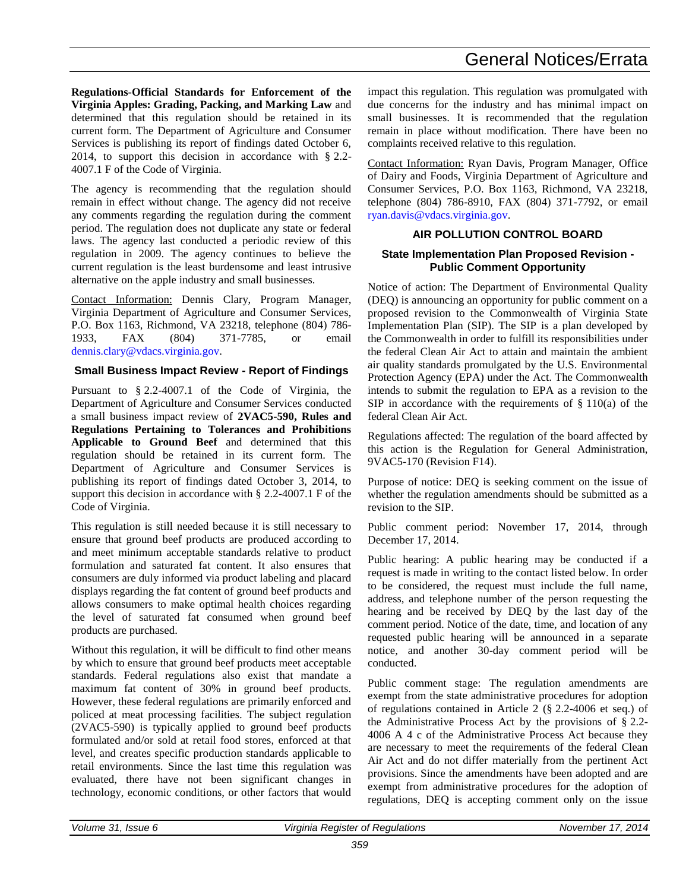**Regulations-Official Standards for Enforcement of the Virginia Apples: Grading, Packing, and Marking Law** and determined that this regulation should be retained in its current form. The Department of Agriculture and Consumer Services is publishing its report of findings dated October 6, 2014, to support this decision in accordance with § 2.2-4007.1 F of the Code of Virginia.

The agency is recommending that the regulation should remain in effect without change. The agency did not receive any comments regarding the regulation during the comment period. The regulation does not duplicate any state or federal laws. The agency last conducted a periodic review of this regulation in 2009. The agency continues to believe the current regulation is the least burdensome and least intrusive alternative on the apple industry and small businesses.

Contact Information: Dennis Clary, Program Manager, Virginia Department of Agriculture and Consumer Services, P.O. Box 1163, Richmond, VA 23218, telephone (804) 786-1933, FAX (804) 371-7785, or email dennis.clary@vdacs.virginia.gov.

### Small Business Impact Review - Report of Findings

Pursuant to § 2.2-4007.1 of the Code of Virginia, the Department of Agriculture and Consumer Services conducted a small business impact review of **2VAC5-590, Rules and Regulations Pertaining to Tolerances and Prohibitions Applicable to Ground Beef** and determined that this regulation should be retained in its current form. The Department of Agriculture and Consumer Services is publishing its report of findings dated October 3, 2014, to support this decision in accordance with § 2.2-4007.1 F of the Code of Virginia.

This regulation is still needed because it is still necessary to ensure that ground beef products are produced according to and meet minimum acceptable standards relative to product formulation and saturated fat content. It also ensures that consumers are duly informed via product labeling and placard displays regarding the fat content of ground beef products and allows consumers to make optimal health choices regarding the level of saturated fat consumed when ground beef products are purchased.

Without this regulation, it will be difficult to find other means by which to ensure that ground beef products meet acceptable standards. Federal regulations also exist that mandate a maximum fat content of 30% in ground beef products. However, these federal regulations are primarily enforced and policed at meat processing facilities. The subject regulation (2VAC5-590) is typically applied to ground beef products formulated and/or sold at retail food stores, enforced at that level, and creates specific production standards applicable to retail environments. Since the last time this regulation was evaluated, there have not been significant changes in technology, economic conditions, or other factors that would impact this regulation. This regulation was promulgated with due concerns for the industry and has minimal impact on small businesses. It is recommended that the regulation remain in place without modification. There have been no complaints received relative to this regulation.

Contact Information: Ryan Davis, Program Manager, Office of Dairy and Foods, Virginia Department of Agriculture and Consumer Services, P.O. Box 1163, Richmond, VA 23218, telephone (804) 786-8910, FAX (804) 371-7792, or email ryan.davis@vdacs.virginia.gov.

## AIR POLLUTION CONTROL BOARD

### State Implementation Plan Proposed Revision - Public Comment Opportunity

Notice of action: The Department of Environmental Quality (DEQ) is announcing an opportunity for public comment on a proposed revision to the Commonwealth of Virginia State Implementation Plan (SIP). The SIP is a plan developed by the Commonwealth in order to fulfill its responsibilities under the federal Clean Air Act to attain and maintain the ambient air quality standards promulgated by the U.S. Environmental Protection Agency (EPA) under the Act. The Commonwealth intends to submit the regulation to EPA as a revision to the SIP in accordance with the requirements of § 110(a) of the federal Clean Air Act.

Regulations affected: The regulation of the board affected by this action is the Regulation for General Administration, 9VAC5-170 (Revision F14).

Purpose of notice: DEQ is seeking comment on the issue of whether the regulation amendments should be submitted as a revision to the SIP.

Public comment period: November 17, 2014, through December 17, 2014.

Public hearing: A public hearing may be conducted if a request is made in writing to the contact listed below. In order to be considered, the request must include the full name, address, and telephone number of the person requesting the hearing and be received by DEQ by the last day of the comment period. Notice of the date, time, and location of any requested public hearing will be announced in a separate notice, and another 30-day comment period will be conducted.

Public comment stage: The regulation amendments are exempt from the state administrative procedures for adoption of regulations contained in Article 2 (§ 2.2-4006 et seq.) of the Administrative Process Act by the provisions of § 2.2-4006 A 4 c of the Administrative Process Act because they are necessary to meet the requirements of the federal Clean Air Act and do not differ materially from the pertinent Act provisions. Since the amendments have been adopted and are exempt from administrative procedures for the adoption of regulations, DEQ is accepting comment only on the issue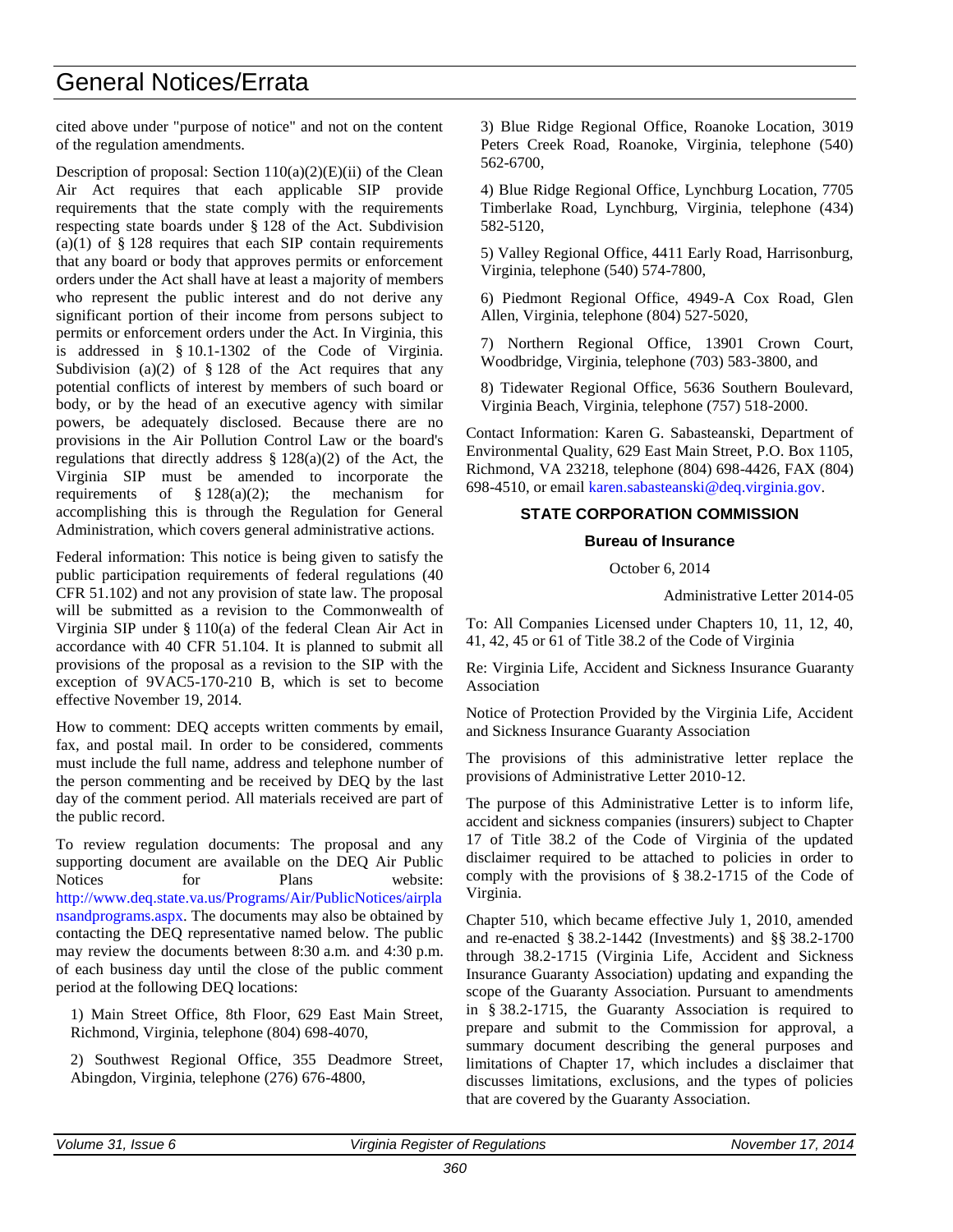cited above under "purpose of notice" and not on the content of the regulation amendments.

Description of proposal: Section 110(a)(2)(E)(ii) of the Clean Air Act requires that each applicable SIP provide requirements that the state comply with the requirements respecting state boards under § 128 of the Act. Subdivision (a)(1) of § 128 requires that each SIP contain requirements that any board or body that approves permits or enforcement orders under the Act shall have at least a majority of members who represent the public interest and do not derive any significant portion of their income from persons subject to permits or enforcement orders under the Act. In Virginia, this is addressed in § 10.1-1302 of the Code of Virginia. Subdivision (a)(2) of § 128 of the Act requires that any potential conflicts of interest by members of such board or body, or by the head of an executive agency with similar powers, be adequately disclosed. Because there are no provisions in the Air Pollution Control Law or the board's regulations that directly address § 128(a)(2) of the Act, the Virginia SIP must be amended to incorporate the requirements of § 128(a)(2); the mechanism for accomplishing this is through the Regulation for General Administration, which covers general administrative actions.

Federal information: This notice is being given to satisfy the public participation requirements of federal regulations (40 CFR 51.102) and not any provision of state law. The proposal will be submitted as a revision to the Commonwealth of Virginia SIP under § 110(a) of the federal Clean Air Act in accordance with 40 CFR 51.104. It is planned to submit all provisions of the proposal as a revision to the SIP with the exception of 9VAC5-170-210 B, which is set to become effective November 19, 2014.

How to comment: DEQ accepts written comments by email, fax, and postal mail. In order to be considered, comments must include the full name, address and telephone number of the person commenting and be received by DEQ by the last day of the comment period. All materials received are part of the public record.

To review regulation documents: The proposal and any supporting document are available on the DEQ Air Public Notices for Plans website: http://www.deq.state.va.us/Programs/Air/PublicNotices/airplansandprograms.aspx. The documents may also be obtained by contacting the DEQ representative named below. The public may review the documents between 8:30 a.m. and 4:30 p.m. of each business day until the close of the public comment period at the following DEQ locations:

1) Main Street Office, 8th Floor, 629 East Main Street, Richmond, Virginia, telephone (804) 698-4070,

2) Southwest Regional Office, 355 Deadmore Street, Abingdon, Virginia, telephone (276) 676-4800,

3) Blue Ridge Regional Office, Roanoke Location, 3019 Peters Creek Road, Roanoke, Virginia, telephone (540) 562-6700,

4) Blue Ridge Regional Office, Lynchburg Location, 7705 Timberlake Road, Lynchburg, Virginia, telephone (434) 582-5120,

5) Valley Regional Office, 4411 Early Road, Harrisonburg, Virginia, telephone (540) 574-7800,

6) Piedmont Regional Office, 4949-A Cox Road, Glen Allen, Virginia, telephone (804) 527-5020,

7) Northern Regional Office, 13901 Crown Court, Woodbridge, Virginia, telephone (703) 583-3800, and

8) Tidewater Regional Office, 5636 Southern Boulevard, Virginia Beach, Virginia, telephone (757) 518-2000.

Contact Information: Karen G. Sabasteanski, Department of Environmental Quality, 629 East Main Street, P.O. Box 1105, Richmond, VA 23218, telephone (804) 698-4426, FAX (804) 698-4510, or email karen.sabasteanski@deq.virginia.gov.

## STATE CORPORATION COMMISSION

### Bureau of Insurance

October 6, 2014

Administrative Letter 2014-05

To: All Companies Licensed under Chapters 10, 11, 12, 40, 41, 42, 45 or 61 of Title 38.2 of the Code of Virginia

Re: Virginia Life, Accident and Sickness Insurance Guaranty Association

Notice of Protection Provided by the Virginia Life, Accident and Sickness Insurance Guaranty Association

The provisions of this administrative letter replace the provisions of Administrative Letter 2010-12.

The purpose of this Administrative Letter is to inform life, accident and sickness companies (insurers) subject to Chapter 17 of Title 38.2 of the Code of Virginia of the updated disclaimer required to be attached to policies in order to comply with the provisions of § 38.2-1715 of the Code of Virginia.

Chapter 510, which became effective July 1, 2010, amended and re-enacted § 38.2-1442 (Investments) and §§ 38.2-1700 through 38.2-1715 (Virginia Life, Accident and Sickness Insurance Guaranty Association) updating and expanding the scope of the Guaranty Association. Pursuant to amendments in § 38.2-1715, the Guaranty Association is required to prepare and submit to the Commission for approval, a summary document describing the general purposes and limitations of Chapter 17, which includes a disclaimer that discusses limitations, exclusions, and the types of policies that are covered by the Guaranty Association.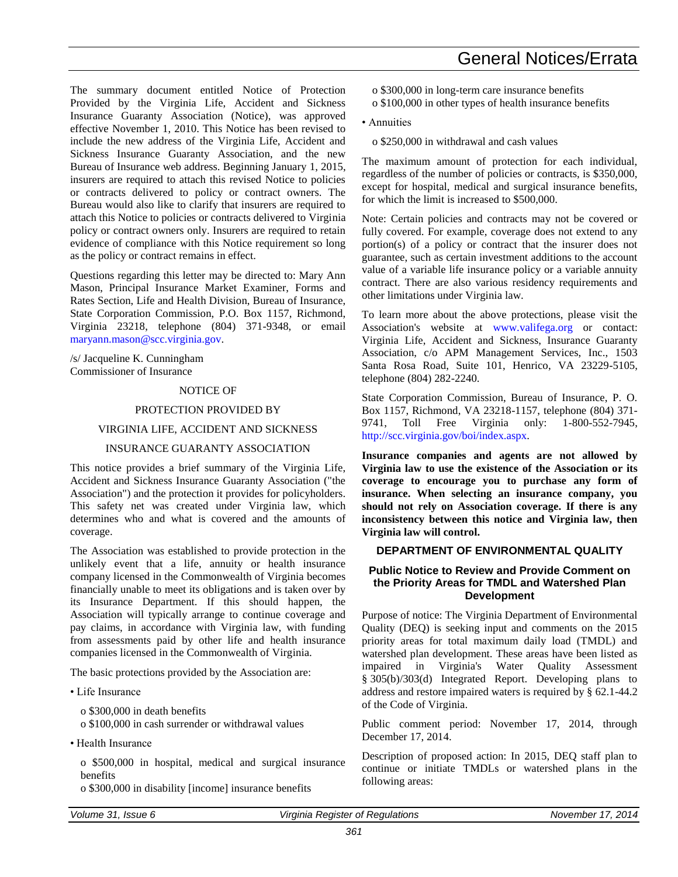The summary document entitled Notice of Protection Provided by the Virginia Life, Accident and Sickness Insurance Guaranty Association (Notice), was approved effective November 1, 2010. This Notice has been revised to include the new address of the Virginia Life, Accident and Sickness Insurance Guaranty Association, and the new Bureau of Insurance web address. Beginning January 1, 2015, insurers are required to attach this revised Notice to policies or contracts delivered to policy or contract owners. The Bureau would also like to clarify that insurers are required to attach this Notice to policies or contracts delivered to Virginia policy or contract owners only. Insurers are required to retain evidence of compliance with this Notice requirement so long as the policy or contract remains in effect.

Questions regarding this letter may be directed to: Mary Ann Mason, Principal Insurance Market Examiner, Forms and Rates Section, Life and Health Division, Bureau of Insurance, State Corporation Commission, P.O. Box 1157, Richmond, Virginia 23218, telephone (804) 371-9348, or email maryann.mason@scc.virginia.gov.

/s/ Jacqueline K. Cunningham
Commissioner of Insurance

NOTICE OF

PROTECTION PROVIDED BY

VIRGINIA LIFE, ACCIDENT AND SICKNESS

INSURANCE GUARANTY ASSOCIATION

This notice provides a brief summary of the Virginia Life, Accident and Sickness Insurance Guaranty Association ("the Association") and the protection it provides for policyholders. This safety net was created under Virginia law, which determines who and what is covered and the amounts of coverage.

The Association was established to provide protection in the unlikely event that a life, annuity or health insurance company licensed in the Commonwealth of Virginia becomes financially unable to meet its obligations and is taken over by its Insurance Department. If this should happen, the Association will typically arrange to continue coverage and pay claims, in accordance with Virginia law, with funding from assessments paid by other life and health insurance companies licensed in the Commonwealth of Virginia.

The basic protections provided by the Association are:

- Life Insurance
  - o $300,000 in death benefits
  - o $100,000 in cash surrender or withdrawal values
- Health Insurance
  - o $500,000 in hospital, medical and surgical insurance benefits
  - o $300,000 in disability [income] insurance benefits
  - o $300,000 in long-term care insurance benefits
  - o $100,000 in other types of health insurance benefits
- Annuities
  - o $250,000 in withdrawal and cash values

The maximum amount of protection for each individual, regardless of the number of policies or contracts, is $350,000, except for hospital, medical and surgical insurance benefits, for which the limit is increased to $500,000.

Note: Certain policies and contracts may not be covered or fully covered. For example, coverage does not extend to any portion(s) of a policy or contract that the insurer does not guarantee, such as certain investment additions to the account value of a variable life insurance policy or a variable annuity contract. There are also various residency requirements and other limitations under Virginia law.

To learn more about the above protections, please visit the Association's website at www.valifega.org or contact: Virginia Life, Accident and Sickness, Insurance Guaranty Association, c/o APM Management Services, Inc., 1503 Santa Rosa Road, Suite 101, Henrico, VA 23229-5105, telephone (804) 282-2240.

State Corporation Commission, Bureau of Insurance, P. O. Box 1157, Richmond, VA 23218-1157, telephone (804) 371-9741, Toll Free Virginia only: 1-800-552-7945, http://scc.virginia.gov/boi/index.aspx.

**Insurance companies and agents are not allowed by Virginia law to use the existence of the Association or its coverage to encourage you to purchase any form of insurance. When selecting an insurance company, you should not rely on Association coverage. If there is any inconsistency between this notice and Virginia law, then Virginia law will control.**

## DEPARTMENT OF ENVIRONMENTAL QUALITY

### Public Notice to Review and Provide Comment on the Priority Areas for TMDL and Watershed Plan Development

Purpose of notice: The Virginia Department of Environmental Quality (DEQ) is seeking input and comments on the 2015 priority areas for total maximum daily load (TMDL) and watershed plan development. These areas have been listed as impaired in Virginia's Water Quality Assessment § 305(b)/303(d) Integrated Report. Developing plans to address and restore impaired waters is required by § 62.1-44.2 of the Code of Virginia.

Public comment period: November 17, 2014, through December 17, 2014.

Description of proposed action: In 2015, DEQ staff plan to continue or initiate TMDLs or watershed plans in the following areas: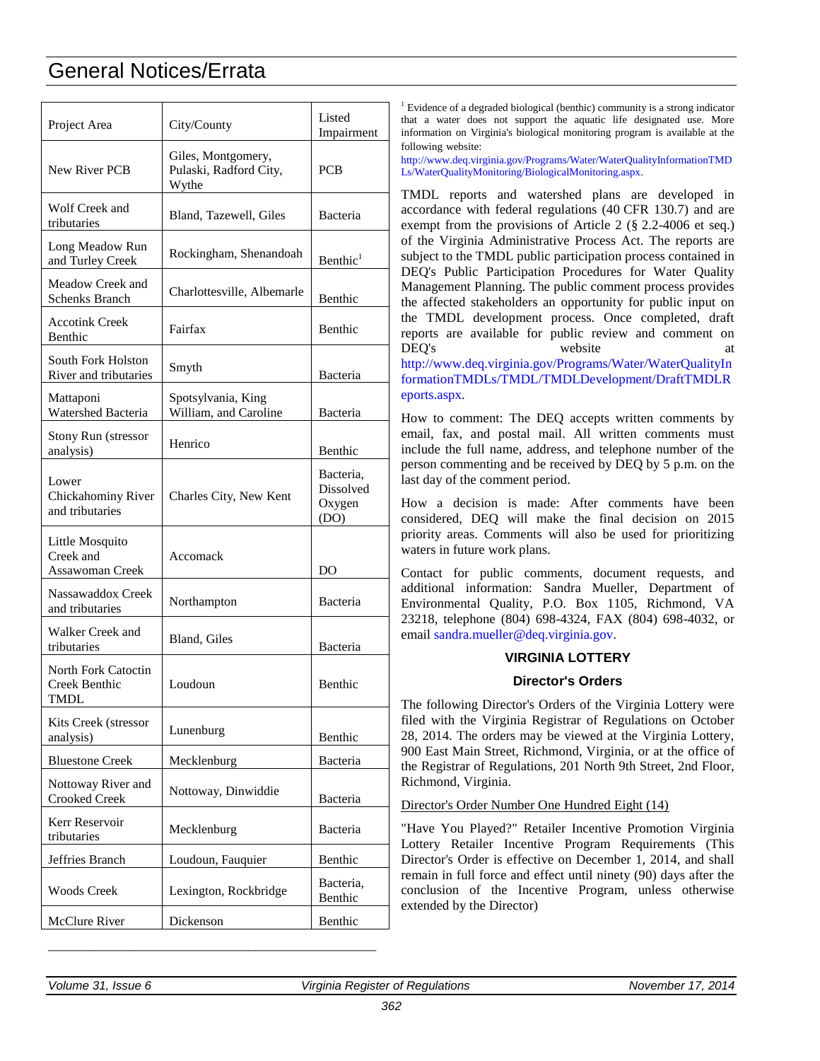# General Notices/Errata

| Project Area | City/County | Listed Impairment |
| --- | --- | --- |
| New River PCB | Giles, Montgomery, Pulaski, Radford City, Wythe | PCB |
| Wolf Creek and tributaries | Bland, Tazewell, Giles | Bacteria |
| Long Meadow Run and Turley Creek | Rockingham, Shenandoah | Benthic[1] |
| Meadow Creek and Schenks Branch | Charlottesville, Albemarle | Benthic |
| Accotink Creek Benthic | Fairfax | Benthic |
| South Fork Holston River and tributaries | Smyth | Bacteria |
| Mattaponi Watershed Bacteria | Spotsylvania, King William, and Caroline | Bacteria |
| Stony Run (stressor analysis) | Henrico | Benthic |
| Lower Chickahominy River and tributaries | Charles City, New Kent | Bacteria, Dissolved Oxygen (DO) |
| Little Mosquito Creek and Assawoman Creek | Accomack | DO |
| Nassawaddox Creek and tributaries | Northampton | Bacteria |
| Walker Creek and tributaries | Bland, Giles | Bacteria |
| North Fork Catoctin Creek Benthic TMDL | Loudoun | Benthic |
| Kits Creek (stressor analysis) | Lunenburg | Benthic |
| Bluestone Creek | Mecklenburg | Bacteria |
| Nottoway River and Crooked Creek | Nottoway, Dinwiddie | Bacteria |
| Kerr Reservoir tributaries | Mecklenburg | Bacteria |
| Jeffries Branch | Loudoun, Fauquier | Benthic |
| Woods Creek | Lexington, Rockbridge | Bacteria, Benthic |
| McClure River | Dickenson | Benthic |

[1] Evidence of a degraded biological (benthic) community is a strong indicator that a water does not support the aquatic life designated use. More information on Virginia's biological monitoring program is available at the following website: http://www.deq.virginia.gov/Programs/Water/WaterQualityInformationTMDLs/WaterQualityMonitoring/BiologicalMonitoring.aspx.

TMDL reports and watershed plans are developed in accordance with federal regulations (40 CFR 130.7) and are exempt from the provisions of Article 2 (§ 2.2-4006 et seq.) of the Virginia Administrative Process Act. The reports are subject to the TMDL public participation process contained in DEQ's Public Participation Procedures for Water Quality Management Planning. The public comment process provides the affected stakeholders an opportunity for public input on the TMDL development process. Once completed, draft reports are available for public review and comment on DEQ's website at http://www.deq.virginia.gov/Programs/Water/WaterQualityInformationTMDLs/TMDL/TMDLDevelopment/DraftTMDLReports.aspx.

How to comment: The DEQ accepts written comments by email, fax, and postal mail. All written comments must include the full name, address, and telephone number of the person commenting and be received by DEQ by 5 p.m. on the last day of the comment period.

How a decision is made: After comments have been considered, DEQ will make the final decision on 2015 priority areas. Comments will also be used for prioritizing waters in future work plans.

Contact for public comments, document requests, and additional information: Sandra Mueller, Department of Environmental Quality, P.O. Box 1105, Richmond, VA 23218, telephone (804) 698-4324, FAX (804) 698-4032, or email sandra.mueller@deq.virginia.gov.

## VIRGINIA LOTTERY

### Director's Orders

The following Director's Orders of the Virginia Lottery were filed with the Virginia Registrar of Regulations on October 28, 2014. The orders may be viewed at the Virginia Lottery, 900 East Main Street, Richmond, Virginia, or at the office of the Registrar of Regulations, 201 North 9th Street, 2nd Floor, Richmond, Virginia.

Director's Order Number One Hundred Eight (14)

"Have You Played?" Retailer Incentive Promotion Virginia Lottery Retailer Incentive Program Requirements (This Director's Order is effective on December 1, 2014, and shall remain in full force and effect until ninety (90) days after the conclusion of the Incentive Program, unless otherwise extended by the Director)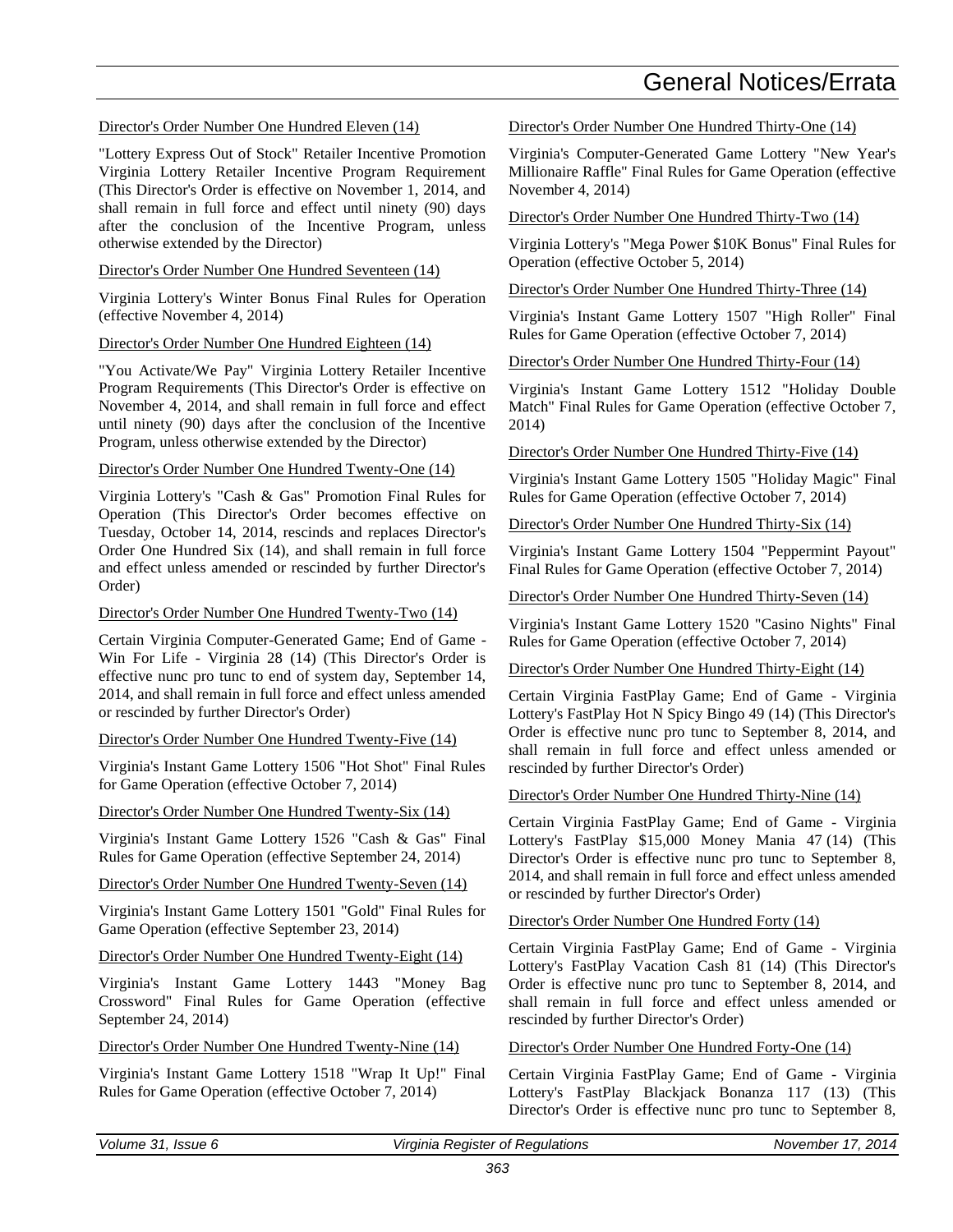Director's Order Number One Hundred Eleven (14)

"Lottery Express Out of Stock" Retailer Incentive Promotion Virginia Lottery Retailer Incentive Program Requirement (This Director's Order is effective on November 1, 2014, and shall remain in full force and effect until ninety (90) days after the conclusion of the Incentive Program, unless otherwise extended by the Director)

Director's Order Number One Hundred Seventeen (14)

Virginia Lottery's Winter Bonus Final Rules for Operation (effective November 4, 2014)

Director's Order Number One Hundred Eighteen (14)

"You Activate/We Pay" Virginia Lottery Retailer Incentive Program Requirements (This Director's Order is effective on November 4, 2014, and shall remain in full force and effect until ninety (90) days after the conclusion of the Incentive Program, unless otherwise extended by the Director)

Director's Order Number One Hundred Twenty-One (14)

Virginia Lottery's "Cash & Gas" Promotion Final Rules for Operation (This Director's Order becomes effective on Tuesday, October 14, 2014, rescinds and replaces Director's Order One Hundred Six (14), and shall remain in full force and effect unless amended or rescinded by further Director's Order)

Director's Order Number One Hundred Twenty-Two (14)

Certain Virginia Computer-Generated Game; End of Game - Win For Life - Virginia 28 (14) (This Director's Order is effective nunc pro tunc to end of system day, September 14, 2014, and shall remain in full force and effect unless amended or rescinded by further Director's Order)

Director's Order Number One Hundred Twenty-Five (14)

Virginia's Instant Game Lottery 1506 "Hot Shot" Final Rules for Game Operation (effective October 7, 2014)

Director's Order Number One Hundred Twenty-Six (14)

Virginia's Instant Game Lottery 1526 "Cash & Gas" Final Rules for Game Operation (effective September 24, 2014)

Director's Order Number One Hundred Twenty-Seven (14)

Virginia's Instant Game Lottery 1501 "Gold" Final Rules for Game Operation (effective September 23, 2014)

Director's Order Number One Hundred Twenty-Eight (14)

Virginia's Instant Game Lottery 1443 "Money Bag Crossword" Final Rules for Game Operation (effective September 24, 2014)

Director's Order Number One Hundred Twenty-Nine (14)

Virginia's Instant Game Lottery 1518 "Wrap It Up!" Final Rules for Game Operation (effective October 7, 2014)

Director's Order Number One Hundred Thirty-One (14)

Virginia's Computer-Generated Game Lottery "New Year's Millionaire Raffle" Final Rules for Game Operation (effective November 4, 2014)

Director's Order Number One Hundred Thirty-Two (14)

Virginia Lottery's "Mega Power $10K Bonus" Final Rules for Operation (effective October 5, 2014)

Director's Order Number One Hundred Thirty-Three (14)

Virginia's Instant Game Lottery 1507 "High Roller" Final Rules for Game Operation (effective October 7, 2014)

Director's Order Number One Hundred Thirty-Four (14)

Virginia's Instant Game Lottery 1512 "Holiday Double Match" Final Rules for Game Operation (effective October 7, 2014)

Director's Order Number One Hundred Thirty-Five (14)

Virginia's Instant Game Lottery 1505 "Holiday Magic" Final Rules for Game Operation (effective October 7, 2014)

Director's Order Number One Hundred Thirty-Six (14)

Virginia's Instant Game Lottery 1504 "Peppermint Payout" Final Rules for Game Operation (effective October 7, 2014)

Director's Order Number One Hundred Thirty-Seven (14)

Virginia's Instant Game Lottery 1520 "Casino Nights" Final Rules for Game Operation (effective October 7, 2014)

Director's Order Number One Hundred Thirty-Eight (14)

Certain Virginia FastPlay Game; End of Game - Virginia Lottery's FastPlay Hot N Spicy Bingo 49 (14) (This Director's Order is effective nunc pro tunc to September 8, 2014, and shall remain in full force and effect unless amended or rescinded by further Director's Order)

Director's Order Number One Hundred Thirty-Nine (14)

Certain Virginia FastPlay Game; End of Game - Virginia Lottery's FastPlay $15,000 Money Mania 47 (14) (This Director's Order is effective nunc pro tunc to September 8, 2014, and shall remain in full force and effect unless amended or rescinded by further Director's Order)

Director's Order Number One Hundred Forty (14)

Certain Virginia FastPlay Game; End of Game - Virginia Lottery's FastPlay Vacation Cash 81 (14) (This Director's Order is effective nunc pro tunc to September 8, 2014, and shall remain in full force and effect unless amended or rescinded by further Director's Order)

Director's Order Number One Hundred Forty-One (14)

Certain Virginia FastPlay Game; End of Game - Virginia Lottery's FastPlay Blackjack Bonanza 117 (13) (This Director's Order is effective nunc pro tunc to September 8,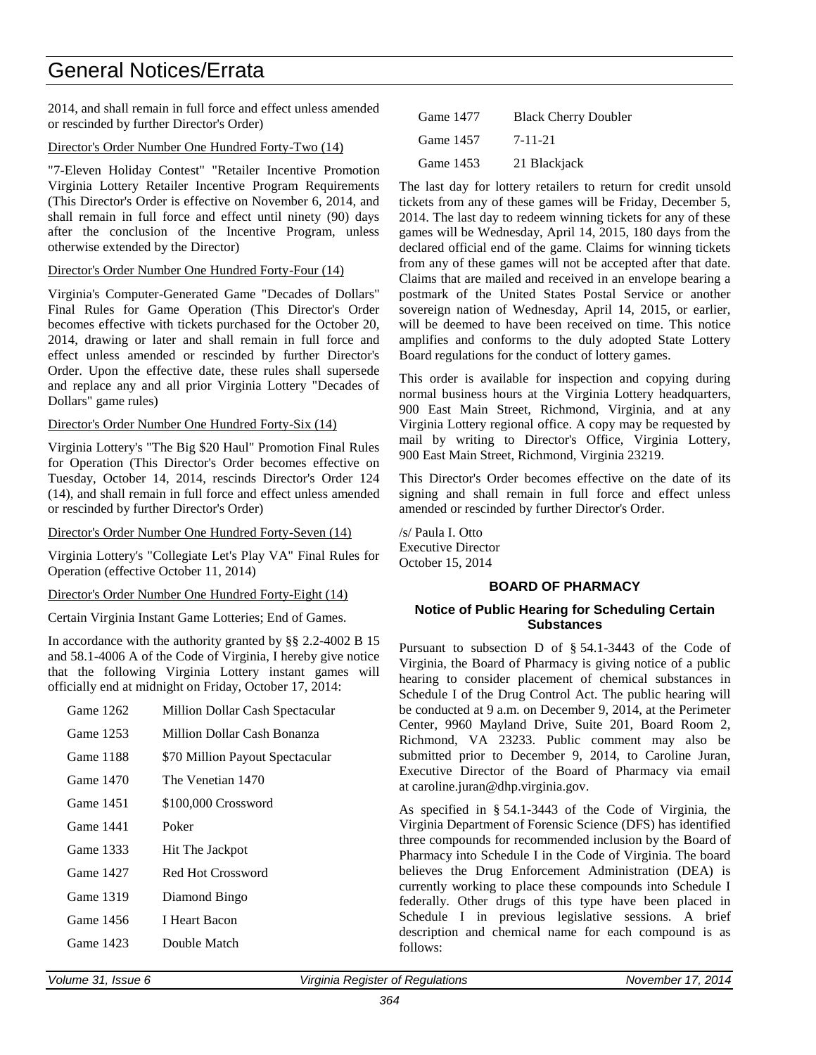2014, and shall remain in full force and effect unless amended or rescinded by further Director's Order)

Director's Order Number One Hundred Forty-Two (14)

"7-Eleven Holiday Contest" "Retailer Incentive Promotion Virginia Lottery Retailer Incentive Program Requirements (This Director's Order is effective on November 6, 2014, and shall remain in full force and effect until ninety (90) days after the conclusion of the Incentive Program, unless otherwise extended by the Director)

Director's Order Number One Hundred Forty-Four (14)

Virginia's Computer-Generated Game "Decades of Dollars" Final Rules for Game Operation (This Director's Order becomes effective with tickets purchased for the October 20, 2014, drawing or later and shall remain in full force and effect unless amended or rescinded by further Director's Order. Upon the effective date, these rules shall supersede and replace any and all prior Virginia Lottery "Decades of Dollars" game rules)

Director's Order Number One Hundred Forty-Six (14)

Virginia Lottery's "The Big $20 Haul" Promotion Final Rules for Operation (This Director's Order becomes effective on Tuesday, October 14, 2014, rescinds Director's Order 124 (14), and shall remain in full force and effect unless amended or rescinded by further Director's Order)

Director's Order Number One Hundred Forty-Seven (14)

Virginia Lottery's "Collegiate Let's Play VA" Final Rules for Operation (effective October 11, 2014)

Director's Order Number One Hundred Forty-Eight (14)

Certain Virginia Instant Game Lotteries; End of Games.

In accordance with the authority granted by §§ 2.2-4002 B 15 and 58.1-4006 A of the Code of Virginia, I hereby give notice that the following Virginia Lottery instant games will officially end at midnight on Friday, October 17, 2014:

| | |
|---|---|
| Game 1262 | Million Dollar Cash Spectacular |
| Game 1253 | Million Dollar Cash Bonanza |
| Game 1188 | $70 Million Payout Spectacular |
| Game 1470 | The Venetian 1470 |
| Game 1451 | $100,000 Crossword |
| Game 1441 | Poker |
| Game 1333 | Hit The Jackpot |
| Game 1427 | Red Hot Crossword |
| Game 1319 | Diamond Bingo |
| Game 1456 | I Heart Bacon |
| Game 1423 | Double Match |
| Game 1477 | Black Cherry Doubler |
| Game 1457 | 7-11-21 |
| Game 1453 | 21 Blackjack |

The last day for lottery retailers to return for credit unsold tickets from any of these games will be Friday, December 5, 2014. The last day to redeem winning tickets for any of these games will be Wednesday, April 14, 2015, 180 days from the declared official end of the game. Claims for winning tickets from any of these games will not be accepted after that date. Claims that are mailed and received in an envelope bearing a postmark of the United States Postal Service or another sovereign nation of Wednesday, April 14, 2015, or earlier, will be deemed to have been received on time. This notice amplifies and conforms to the duly adopted State Lottery Board regulations for the conduct of lottery games.

This order is available for inspection and copying during normal business hours at the Virginia Lottery headquarters, 900 East Main Street, Richmond, Virginia, and at any Virginia Lottery regional office. A copy may be requested by mail by writing to Director's Office, Virginia Lottery, 900 East Main Street, Richmond, Virginia 23219.

This Director's Order becomes effective on the date of its signing and shall remain in full force and effect unless amended or rescinded by further Director's Order.

/s/ Paula I. Otto
Executive Director
October 15, 2014

## BOARD OF PHARMACY

### Notice of Public Hearing for Scheduling Certain Substances

Pursuant to subsection D of § 54.1-3443 of the Code of Virginia, the Board of Pharmacy is giving notice of a public hearing to consider placement of chemical substances in Schedule I of the Drug Control Act. The public hearing will be conducted at 9 a.m. on December 9, 2014, at the Perimeter Center, 9960 Mayland Drive, Suite 201, Board Room 2, Richmond, VA 23233. Public comment may also be submitted prior to December 9, 2014, to Caroline Juran, Executive Director of the Board of Pharmacy via email at caroline.juran@dhp.virginia.gov.

As specified in § 54.1-3443 of the Code of Virginia, the Virginia Department of Forensic Science (DFS) has identified three compounds for recommended inclusion by the Board of Pharmacy into Schedule I in the Code of Virginia. The board believes the Drug Enforcement Administration (DEA) is currently working to place these compounds into Schedule I federally. Other drugs of this type have been placed in Schedule I in previous legislative sessions. A brief description and chemical name for each compound is as follows: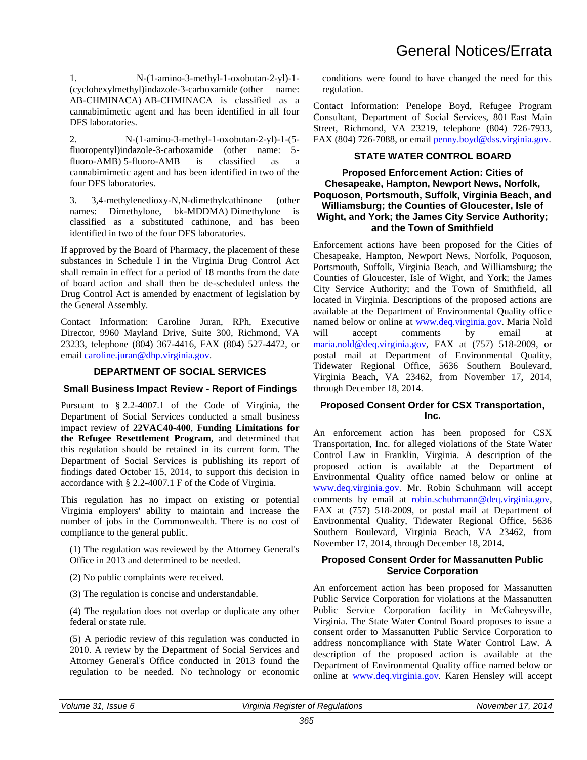1. N-(1-amino-3-methyl-1-oxobutan-2-yl)-1-(cyclohexylmethyl)indazole-3-carboxamide (other name: AB-CHMINACA) AB-CHMINACA is classified as a cannabimimetic agent and has been identified in all four DFS laboratories.

2. N-(1-amino-3-methyl-1-oxobutan-2-yl)-1-(5-fluoropentyl)indazole-3-carboxamide (other name: 5-fluoro-AMB) 5-fluoro-AMB is classified as a cannabimimetic agent and has been identified in two of the four DFS laboratories.

3. 3,4-methylenedioxy-N,N-dimethylcathinone (other names: Dimethylone, bk-MDDMA) Dimethylone is classified as a substituted cathinone, and has been identified in two of the four DFS laboratories.

If approved by the Board of Pharmacy, the placement of these substances in Schedule I in the Virginia Drug Control Act shall remain in effect for a period of 18 months from the date of board action and shall then be de-scheduled unless the Drug Control Act is amended by enactment of legislation by the General Assembly.

Contact Information: Caroline Juran, RPh, Executive Director, 9960 Mayland Drive, Suite 300, Richmond, VA 23233, telephone (804) 367-4416, FAX (804) 527-4472, or email caroline.juran@dhp.virginia.gov.

## DEPARTMENT OF SOCIAL SERVICES

### Small Business Impact Review - Report of Findings

Pursuant to § 2.2-4007.1 of the Code of Virginia, the Department of Social Services conducted a small business impact review of **22VAC40-400**, **Funding Limitations for the Refugee Resettlement Program**, and determined that this regulation should be retained in its current form. The Department of Social Services is publishing its report of findings dated October 15, 2014, to support this decision in accordance with § 2.2-4007.1 F of the Code of Virginia.

This regulation has no impact on existing or potential Virginia employers' ability to maintain and increase the number of jobs in the Commonwealth. There is no cost of compliance to the general public.

(1) The regulation was reviewed by the Attorney General's Office in 2013 and determined to be needed.

(2) No public complaints were received.

(3) The regulation is concise and understandable.

(4) The regulation does not overlap or duplicate any other federal or state rule.

(5) A periodic review of this regulation was conducted in 2010. A review by the Department of Social Services and Attorney General's Office conducted in 2013 found the regulation to be needed. No technology or economic conditions were found to have changed the need for this regulation.

Contact Information: Penelope Boyd, Refugee Program Consultant, Department of Social Services, 801 East Main Street, Richmond, VA 23219, telephone (804) 726-7933, FAX (804) 726-7088, or email penny.boyd@dss.virginia.gov.

## STATE WATER CONTROL BOARD

### Proposed Enforcement Action: Cities of Chesapeake, Hampton, Newport News, Norfolk, Poquoson, Portsmouth, Suffolk, Virginia Beach, and Williamsburg; the Counties of Gloucester, Isle of Wight, and York; the James City Service Authority; and the Town of Smithfield

Enforcement actions have been proposed for the Cities of Chesapeake, Hampton, Newport News, Norfolk, Poquoson, Portsmouth, Suffolk, Virginia Beach, and Williamsburg; the Counties of Gloucester, Isle of Wight, and York; the James City Service Authority; and the Town of Smithfield, all located in Virginia. Descriptions of the proposed actions are available at the Department of Environmental Quality office named below or online at www.deq.virginia.gov. Maria Nold will accept comments by email at maria.nold@deq.virginia.gov, FAX at (757) 518-2009, or postal mail at Department of Environmental Quality, Tidewater Regional Office, 5636 Southern Boulevard, Virginia Beach, VA 23462, from November 17, 2014, through December 18, 2014.

### Proposed Consent Order for CSX Transportation, Inc.

An enforcement action has been proposed for CSX Transportation, Inc. for alleged violations of the State Water Control Law in Franklin, Virginia. A description of the proposed action is available at the Department of Environmental Quality office named below or online at www.deq.virginia.gov. Mr. Robin Schuhmann will accept comments by email at robin.schuhmann@deq.virginia.gov, FAX at (757) 518-2009, or postal mail at Department of Environmental Quality, Tidewater Regional Office, 5636 Southern Boulevard, Virginia Beach, VA 23462, from November 17, 2014, through December 18, 2014.

### Proposed Consent Order for Massanutten Public Service Corporation

An enforcement action has been proposed for Massanutten Public Service Corporation for violations at the Massanutten Public Service Corporation facility in McGaheysville, Virginia. The State Water Control Board proposes to issue a consent order to Massanutten Public Service Corporation to address noncompliance with State Water Control Law. A description of the proposed action is available at the Department of Environmental Quality office named below or online at www.deq.virginia.gov. Karen Hensley will accept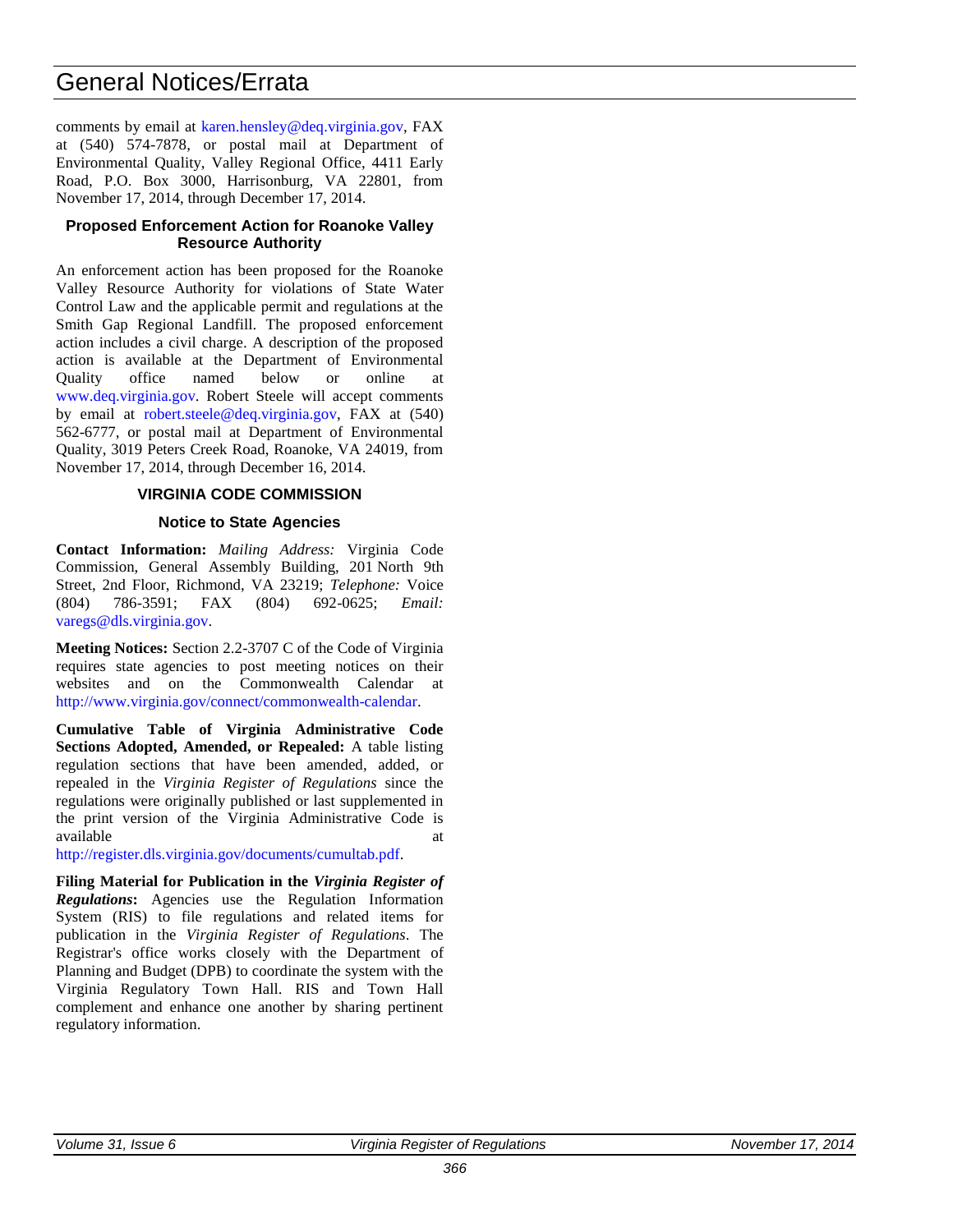comments by email at karen.hensley@deq.virginia.gov, FAX at (540) 574-7878, or postal mail at Department of Environmental Quality, Valley Regional Office, 4411 Early Road, P.O. Box 3000, Harrisonburg, VA 22801, from November 17, 2014, through December 17, 2014.

### Proposed Enforcement Action for Roanoke Valley Resource Authority

An enforcement action has been proposed for the Roanoke Valley Resource Authority for violations of State Water Control Law and the applicable permit and regulations at the Smith Gap Regional Landfill. The proposed enforcement action includes a civil charge. A description of the proposed action is available at the Department of Environmental Quality office named below or online at www.deq.virginia.gov. Robert Steele will accept comments by email at robert.steele@deq.virginia.gov, FAX at (540) 562-6777, or postal mail at Department of Environmental Quality, 3019 Peters Creek Road, Roanoke, VA 24019, from November 17, 2014, through December 16, 2014.

## VIRGINIA CODE COMMISSION

### Notice to State Agencies

**Contact Information:** *Mailing Address:* Virginia Code Commission, General Assembly Building, 201 North 9th Street, 2nd Floor, Richmond, VA 23219; *Telephone:* Voice (804) 786-3591; FAX (804) 692-0625; *Email:* varegs@dls.virginia.gov.

**Meeting Notices:** Section 2.2-3707 C of the Code of Virginia requires state agencies to post meeting notices on their websites and on the Commonwealth Calendar at http://www.virginia.gov/connect/commonwealth-calendar.

**Cumulative Table of Virginia Administrative Code Sections Adopted, Amended, or Repealed:** A table listing regulation sections that have been amended, added, or repealed in the *Virginia Register of Regulations* since the regulations were originally published or last supplemented in the print version of the Virginia Administrative Code is available at http://register.dls.virginia.gov/documents/cumultab.pdf.

**Filing Material for Publication in the *Virginia Register of Regulations*:** Agencies use the Regulation Information System (RIS) to file regulations and related items for publication in the *Virginia Register of Regulations*. The Registrar's office works closely with the Department of Planning and Budget (DPB) to coordinate the system with the Virginia Regulatory Town Hall. RIS and Town Hall complement and enhance one another by sharing pertinent regulatory information.